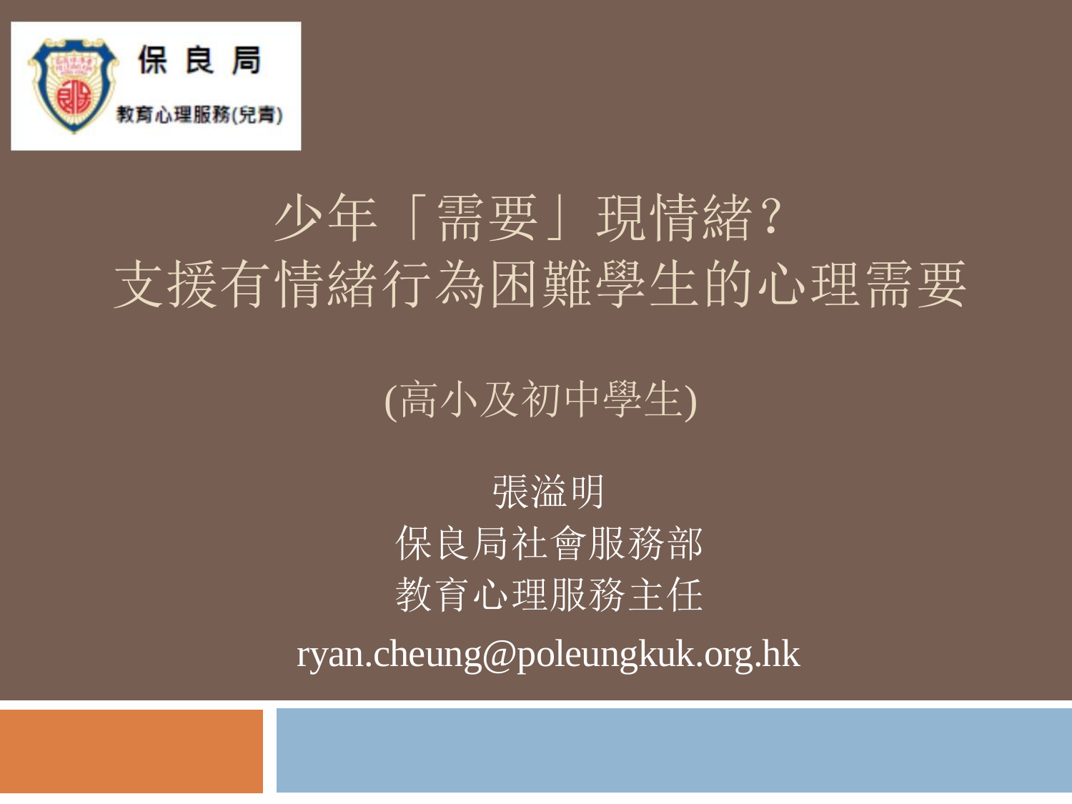保良局
教育心理服務(兒青)

# 少年「需要」現情緒？
# 支援有情緒行為困難學生的心理需要

(高小及初中學生)

張溢明
保良局社會服務部
教育心理服務主任

ryan.cheung@poleungkuk.org.hk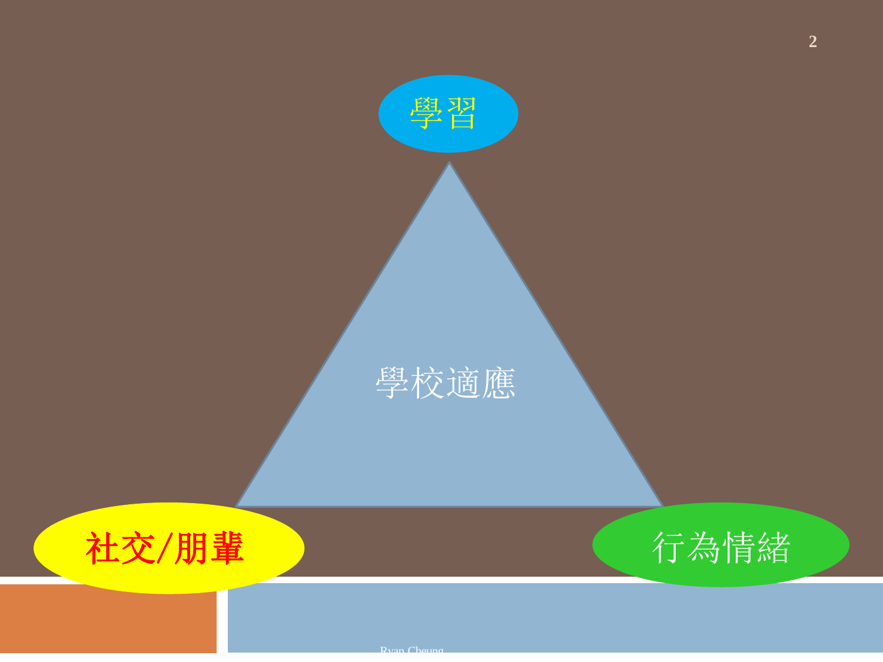學習

學校適應

社交/朋輩

行為情緒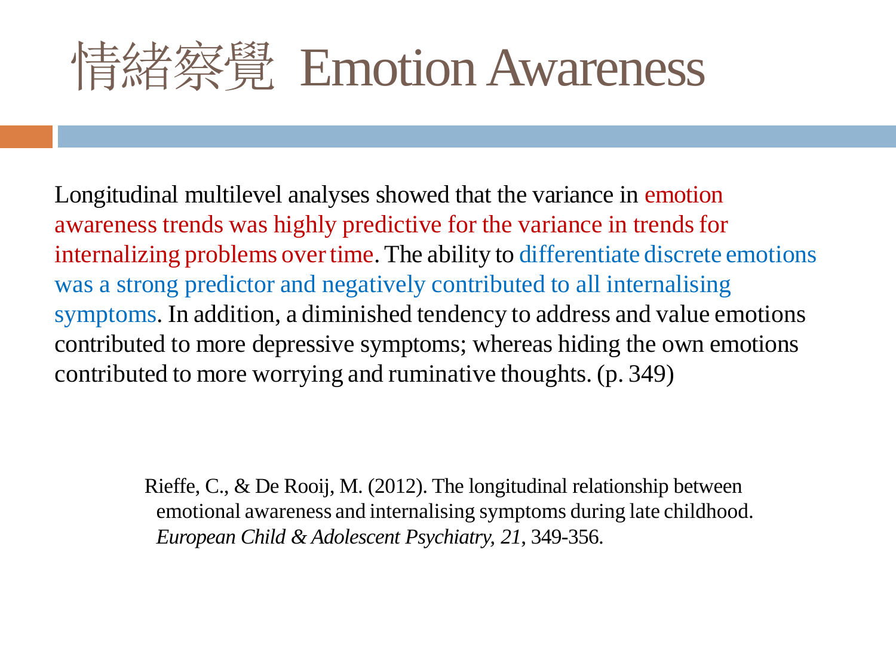# 情緒察覺 Emotion Awareness

Longitudinal multilevel analyses showed that the variance in emotion awareness trends was highly predictive for the variance in trends for internalizing problems over time. The ability to differentiate discrete emotions was a strong predictor and negatively contributed to all internalising symptoms. In addition, a diminished tendency to address and value emotions contributed to more depressive symptoms; whereas hiding the own emotions contributed to more worrying and ruminative thoughts. (p. 349)

Rieffe, C., & De Rooij, M. (2012). The longitudinal relationship between emotional awareness and internalising symptoms during late childhood. *European Child & Adolescent Psychiatry, 21*, 349-356.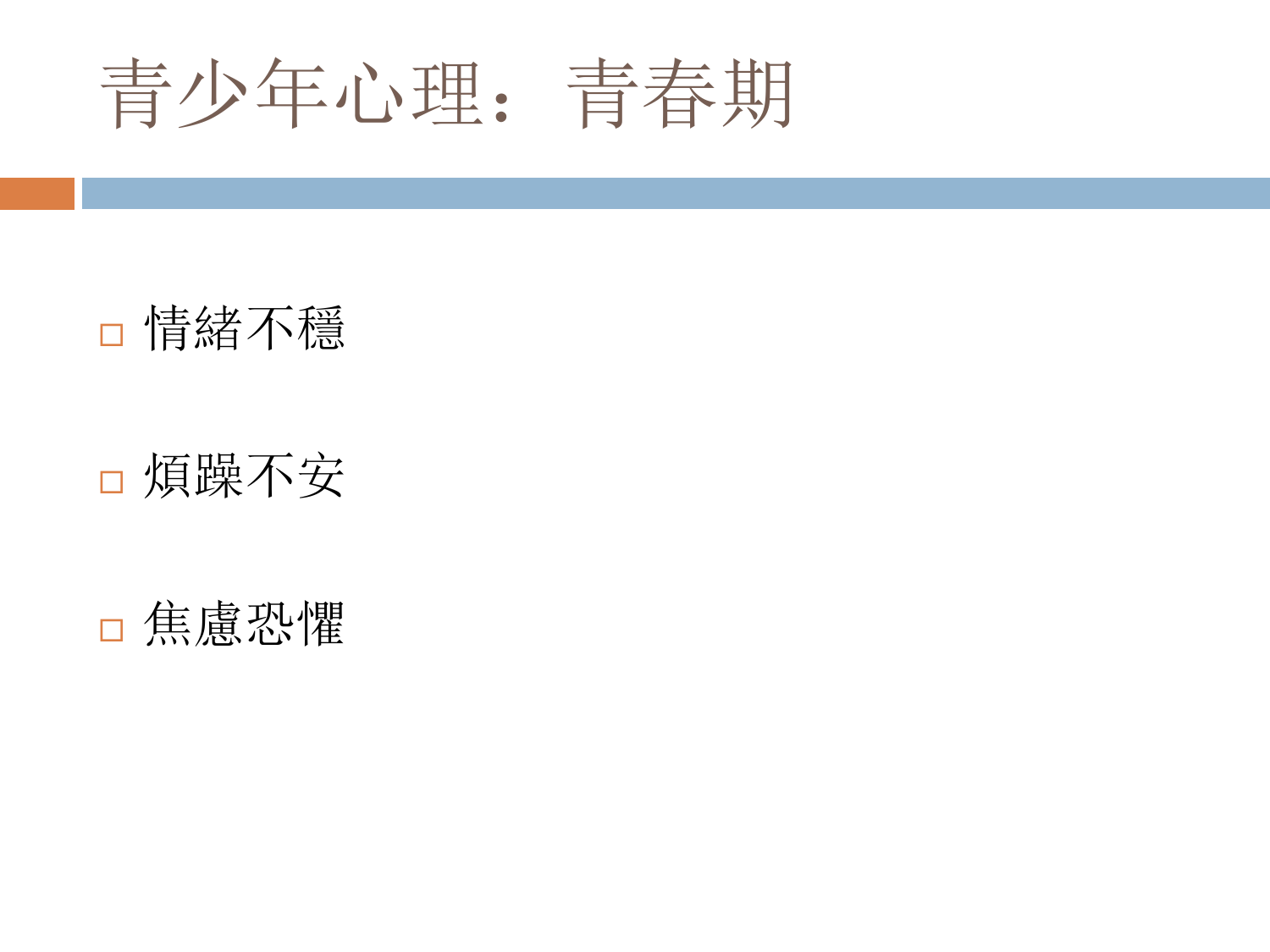# 青少年心理：青春期

- 情緒不穩
- 煩躁不安
- 焦慮恐懼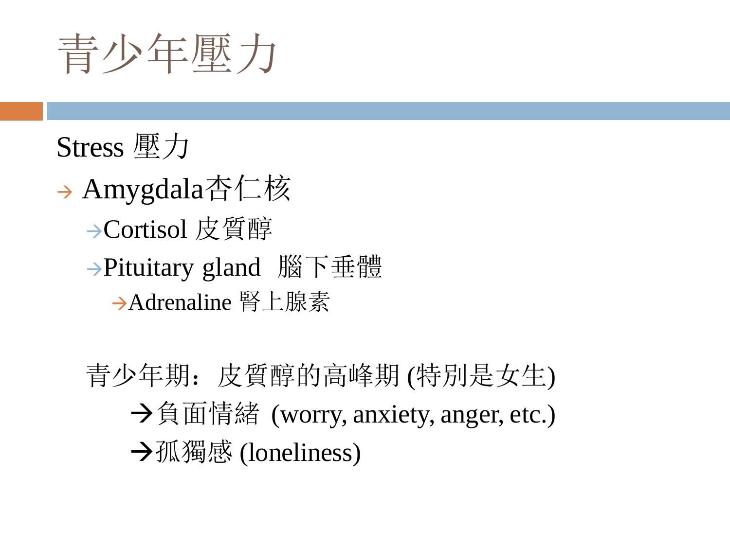# 青少年壓力

Stress 壓力

→ Amygdala杏仁核

→Cortisol 皮質醇

→Pituitary gland 腦下垂體

→Adrenaline 腎上腺素

青少年期：皮質醇的高峰期 (特別是女生)

→負面情緒 (worry, anxiety, anger, etc.)

→孤獨感 (loneliness)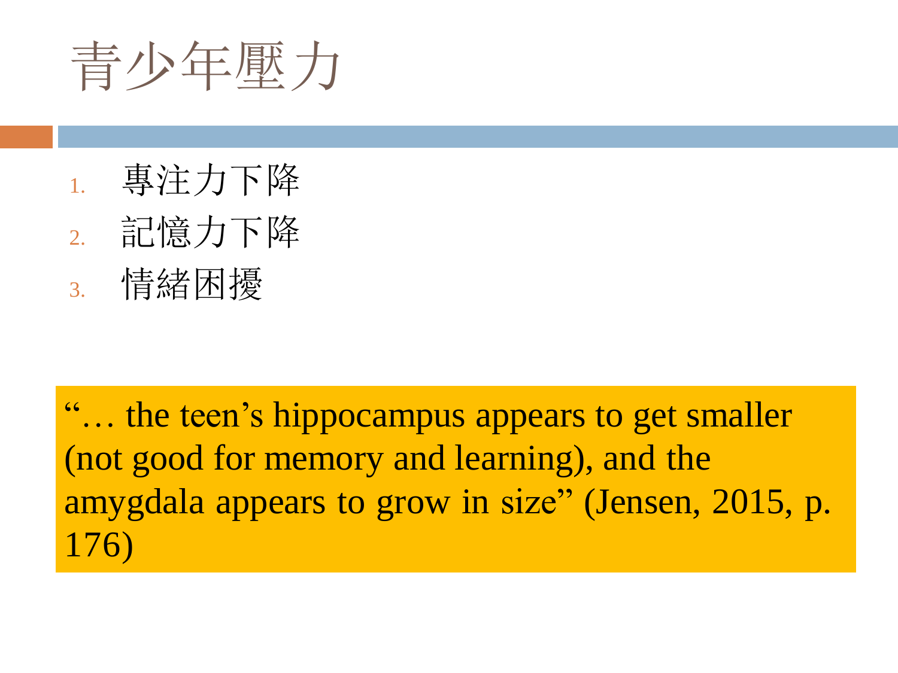# 青少年壓力

1. 專注力下降
2. 記憶力下降
3. 情緒困擾

"… the teen's hippocampus appears to get smaller (not good for memory and learning), and the amygdala appears to grow in size" (Jensen, 2015, p. 176)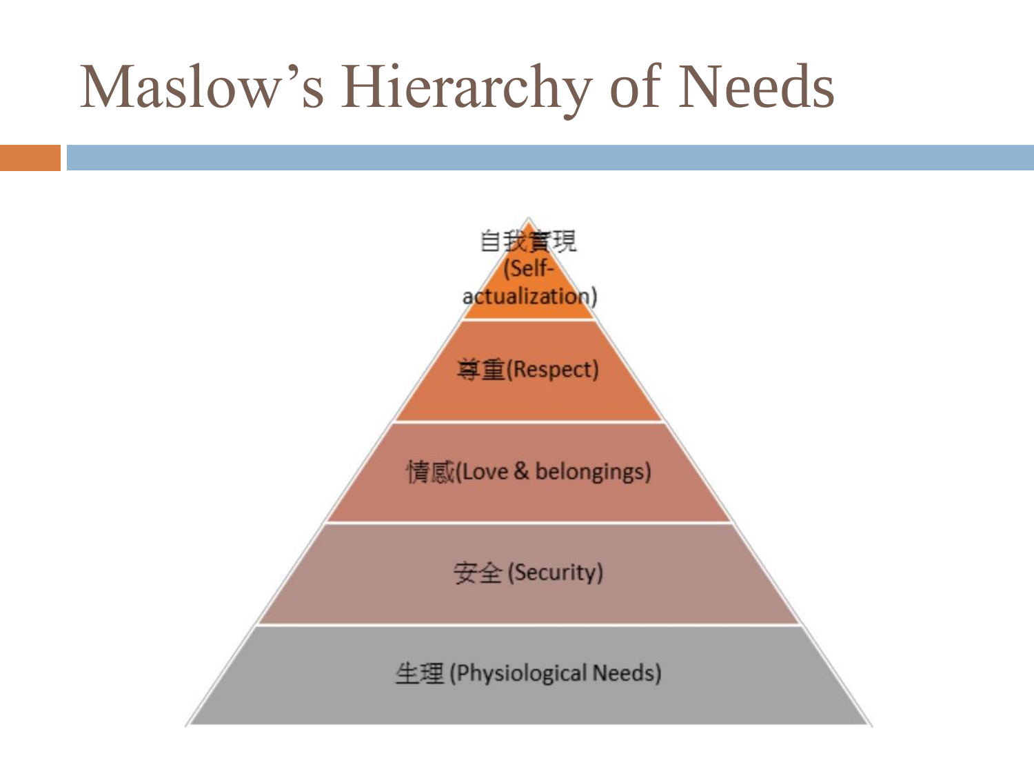# Maslow's Hierarchy of Needs

- 自我實現 (Self-actualization)
- 尊重(Respect)
- 情感(Love & belongings)
- 安全 (Security)
- 生理 (Physiological Needs)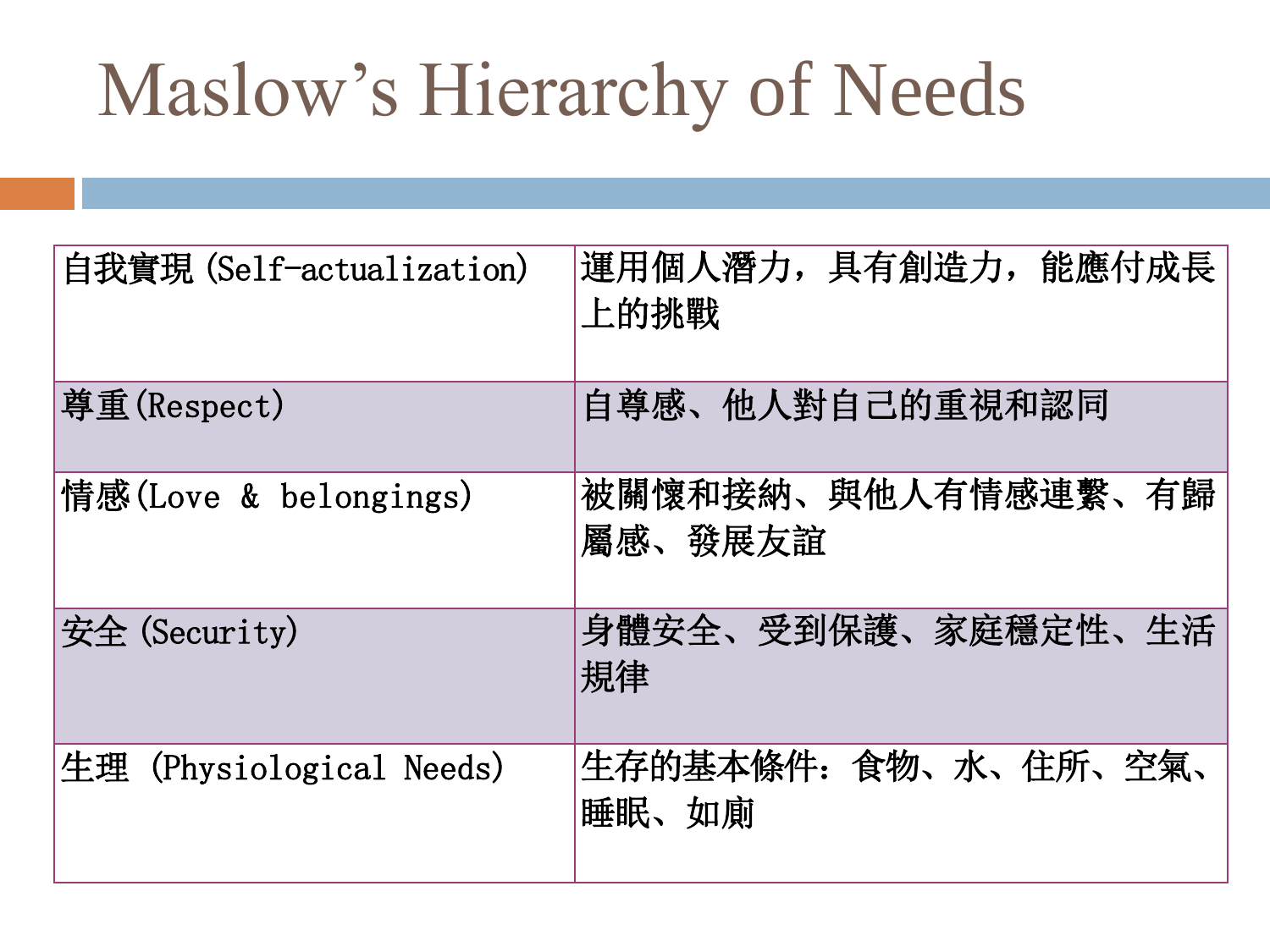# Maslow's Hierarchy of Needs

| | |
|---|---|
| 自我實現(Self-actualization) | 運用個人潛力，具有創造力，能應付成長上的挑戰 |
| 尊重(Respect) | 自尊感、他人對自己的重視和認同 |
| 情感(Love & belongings) | 被關懷和接納、與他人有情感連繫、有歸屬感、發展友誼 |
| 安全(Security) | 身體安全、受到保護、家庭穩定性、生活規律 |
| 生理 (Physiological Needs) | 生存的基本條件：食物、水、住所、空氣、睡眠、如廁 |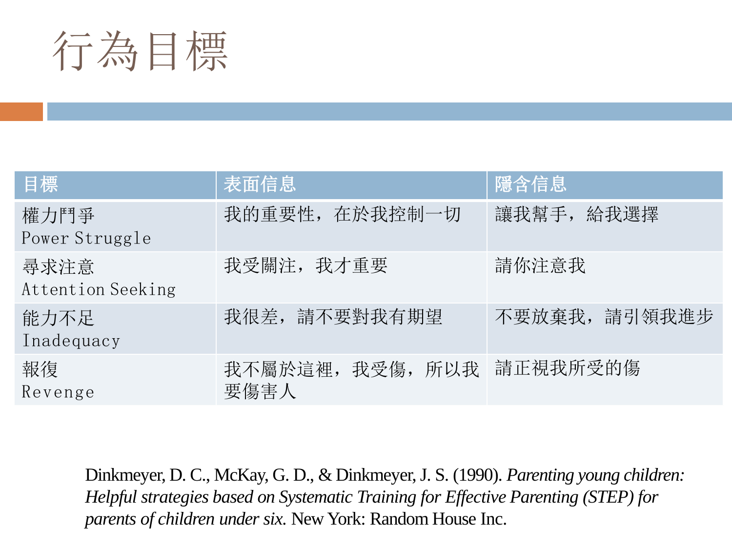# 行為目標

| 目標 | 表面信息 | 隱含信息 |
|---|---|---|
| 權力鬥爭 Power Struggle | 我的重要性，在於我控制一切 | 讓我幫手，給我選擇 |
| 尋求注意 Attention Seeking | 我受關注，我才重要 | 請你注意我 |
| 能力不足 Inadequacy | 我很差，請不要對我有期望 | 不要放棄我，請引領我進步 |
| 報復 Revenge | 我不屬於這裡，我受傷，所以我要傷害人 | 請正視我所受的傷 |

Dinkmeyer, D. C., McKay, G. D., & Dinkmeyer, J. S. (1990). *Parenting young children: Helpful strategies based on Systematic Training for Effective Parenting (STEP) for parents of children under six*. New York: Random House Inc.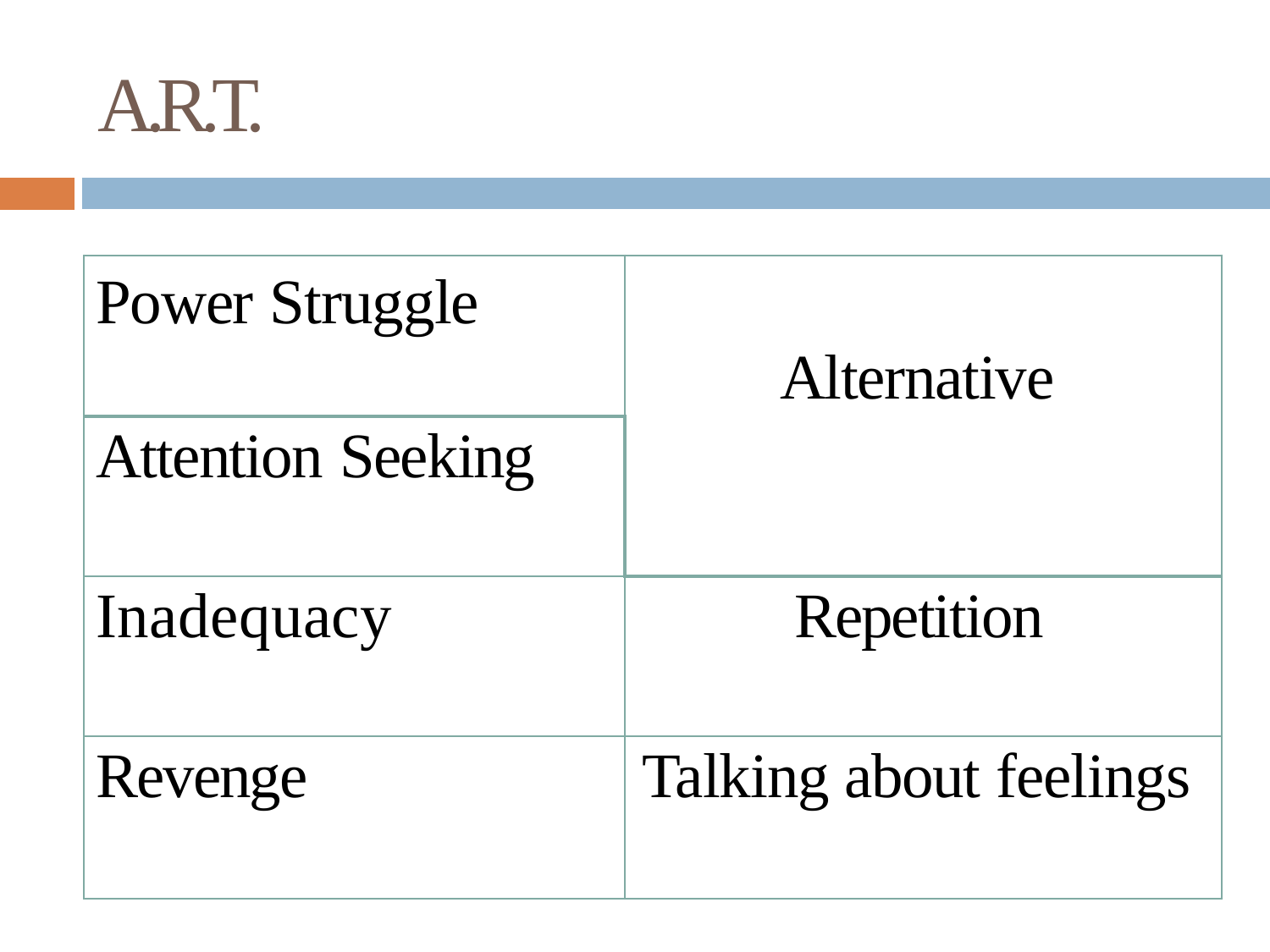# A.R.T.

| | |
|---|---|
| Power Struggle | Alternative |
| Attention Seeking | |
| Inadequacy | Repetition |
| Revenge | Talking about feelings |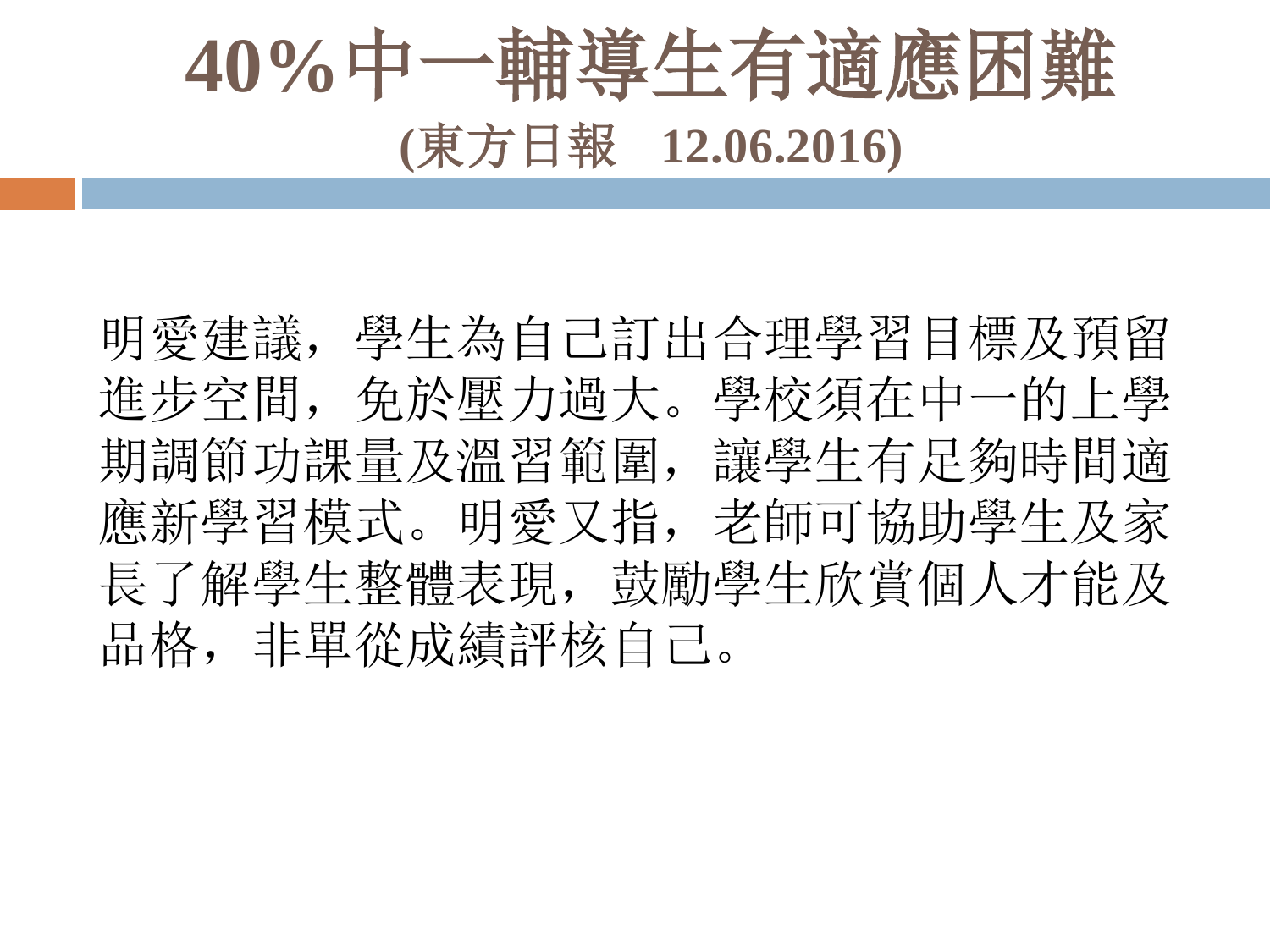# 40%中一輔導生有適應困難

**(東方日報　12.06.2016)**

明愛建議，學生為自己訂出合理學習目標及預留進步空間，免於壓力過大。學校須在中一的上學期調節功課量及溫習範圍，讓學生有足夠時間適應新學習模式。明愛又指，老師可協助學生及家長了解學生整體表現，鼓勵學生欣賞個人才能及品格，非單從成績評核自己。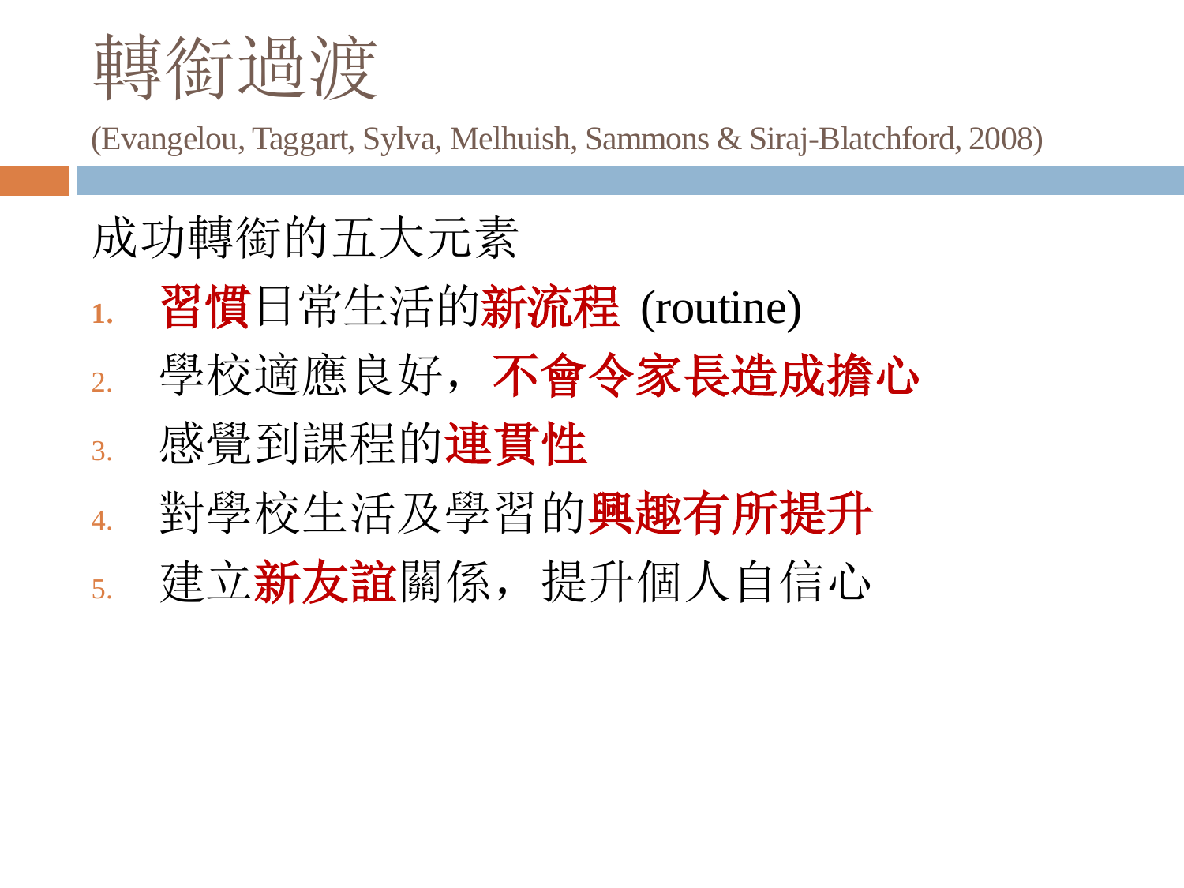# 轉銜過渡

(Evangelou, Taggart, Sylva, Melhuish, Sammons & Siraj-Blatchford, 2008)

成功轉銜的五大元素

1. **習慣**日常生活的**新流程** (routine)
2. 學校適應良好，**不會令家長造成擔心**
3. 感覺到課程的**連貫性**
4. 對學校生活及學習的**興趣有所提升**
5. 建立**新友誼**關係，提升個人自信心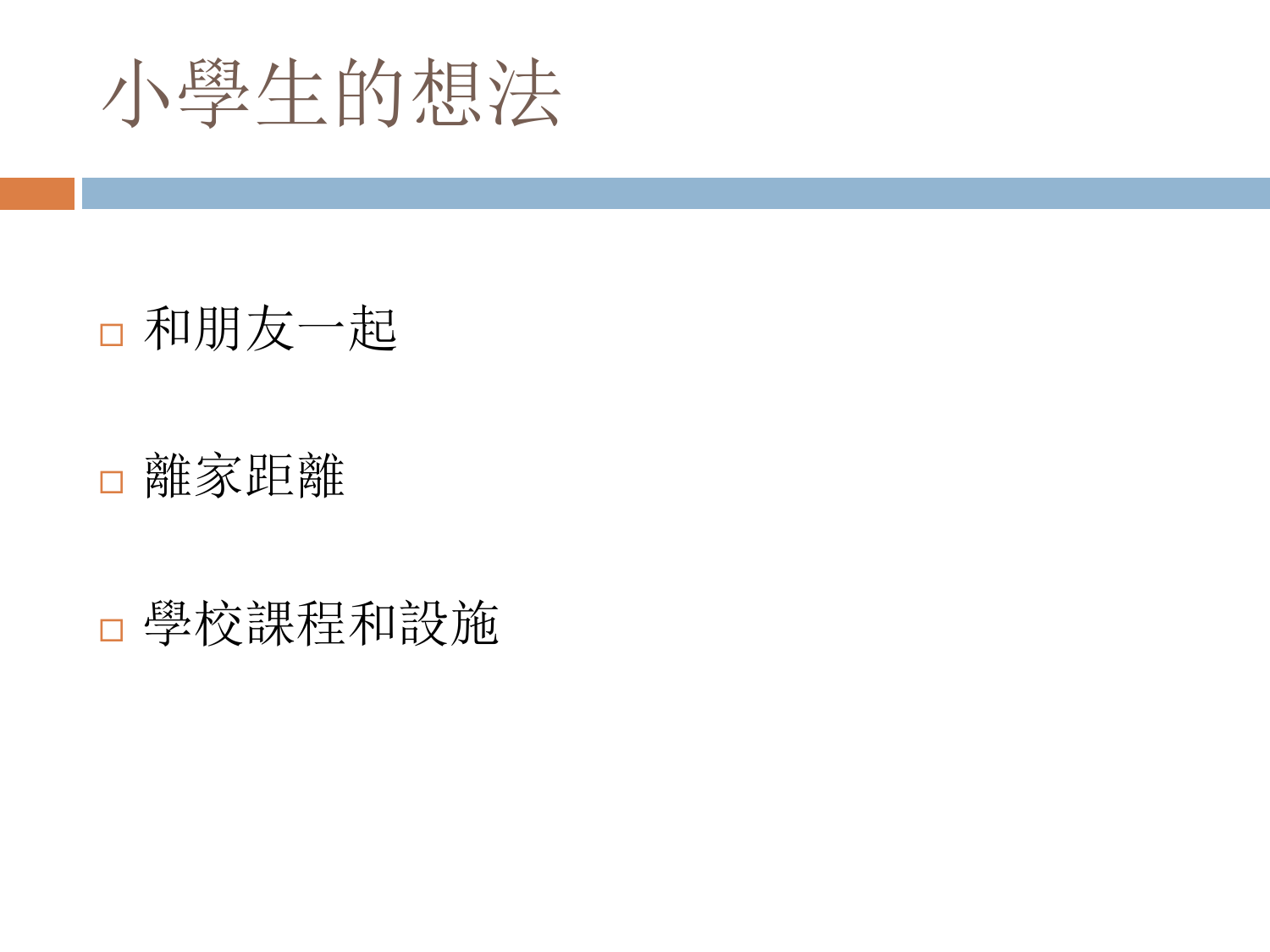# 小學生的想法

- 和朋友一起
- 離家距離
- 學校課程和設施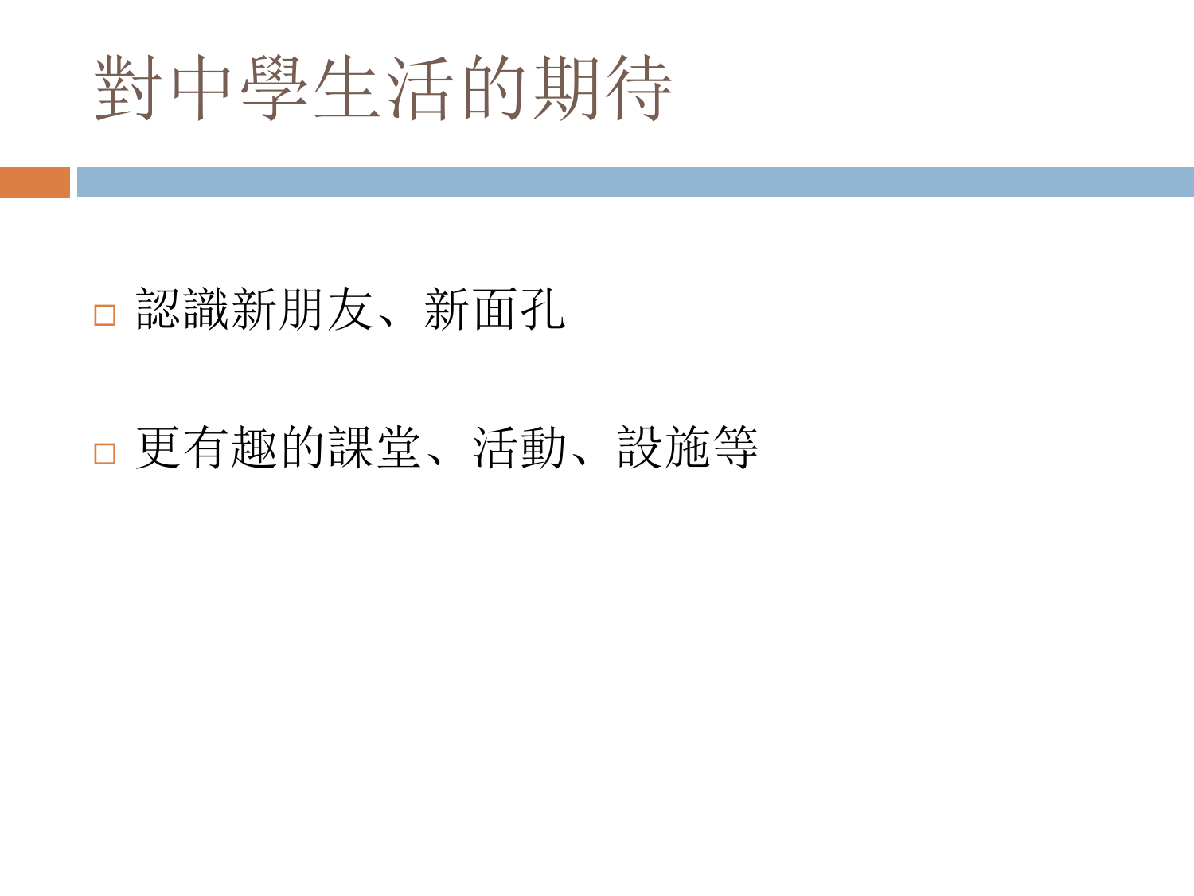# 對中學生活的期待

- 認識新朋友、新面孔
- 更有趣的課堂、活動、設施等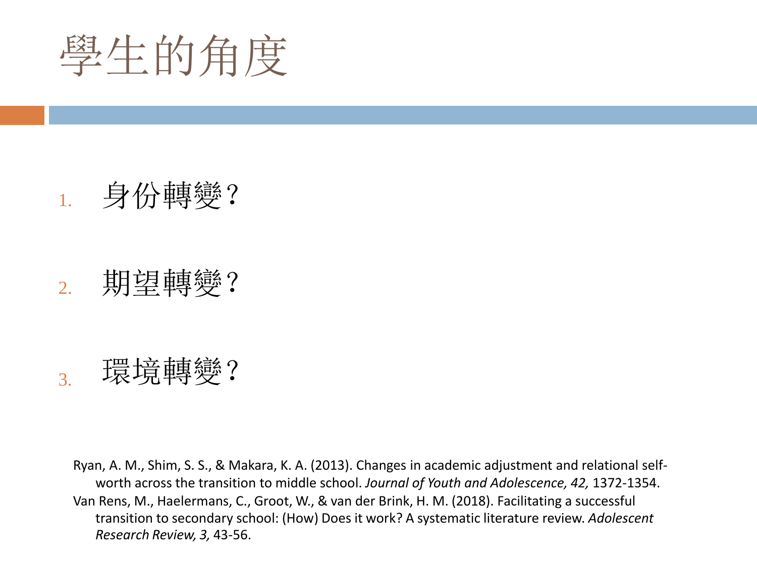# 學生的角度

1. 身份轉變？

2. 期望轉變？

3. 環境轉變？

Ryan, A. M., Shim, S. S., & Makara, K. A. (2013). Changes in academic adjustment and relational self-worth across the transition to middle school. *Journal of Youth and Adolescence, 42,* 1372-1354.

Van Rens, M., Haelermans, C., Groot, W., & van der Brink, H. M. (2018). Facilitating a successful transition to secondary school: (How) Does it work? A systematic literature review. *Adolescent Research Review, 3,* 43-56.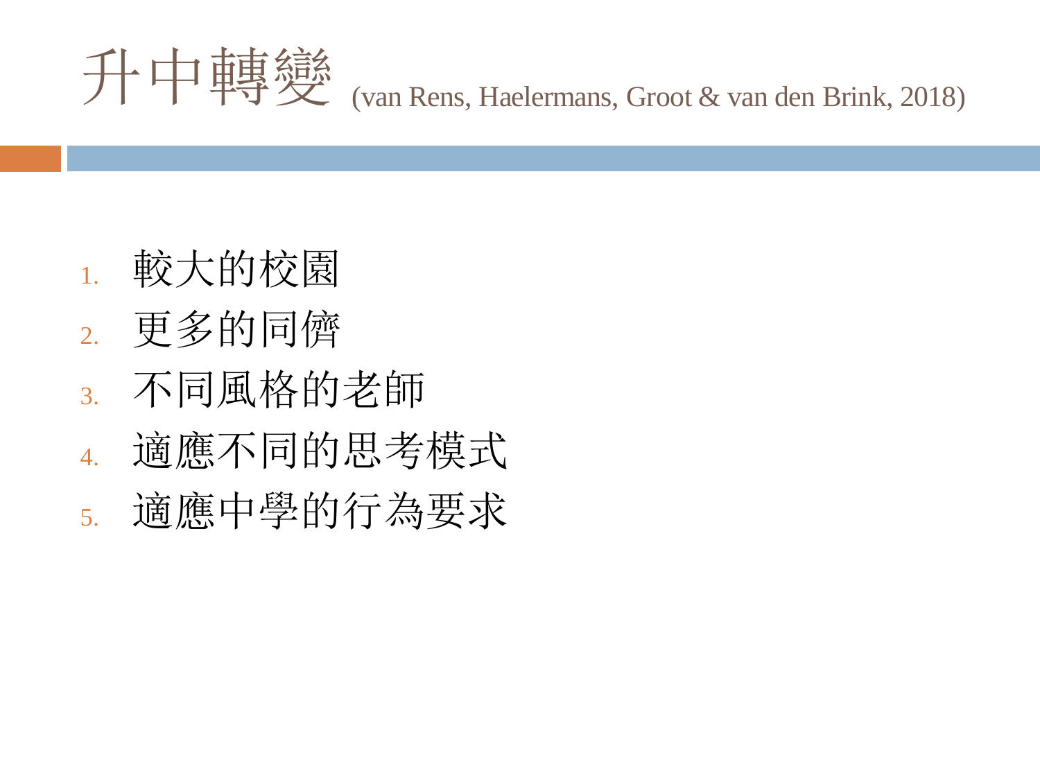# 升中轉變 (van Rens, Haelermans, Groot & van den Brink, 2018)

1. 較大的校園
2. 更多的同儕
3. 不同風格的老師
4. 適應不同的思考模式
5. 適應中學的行為要求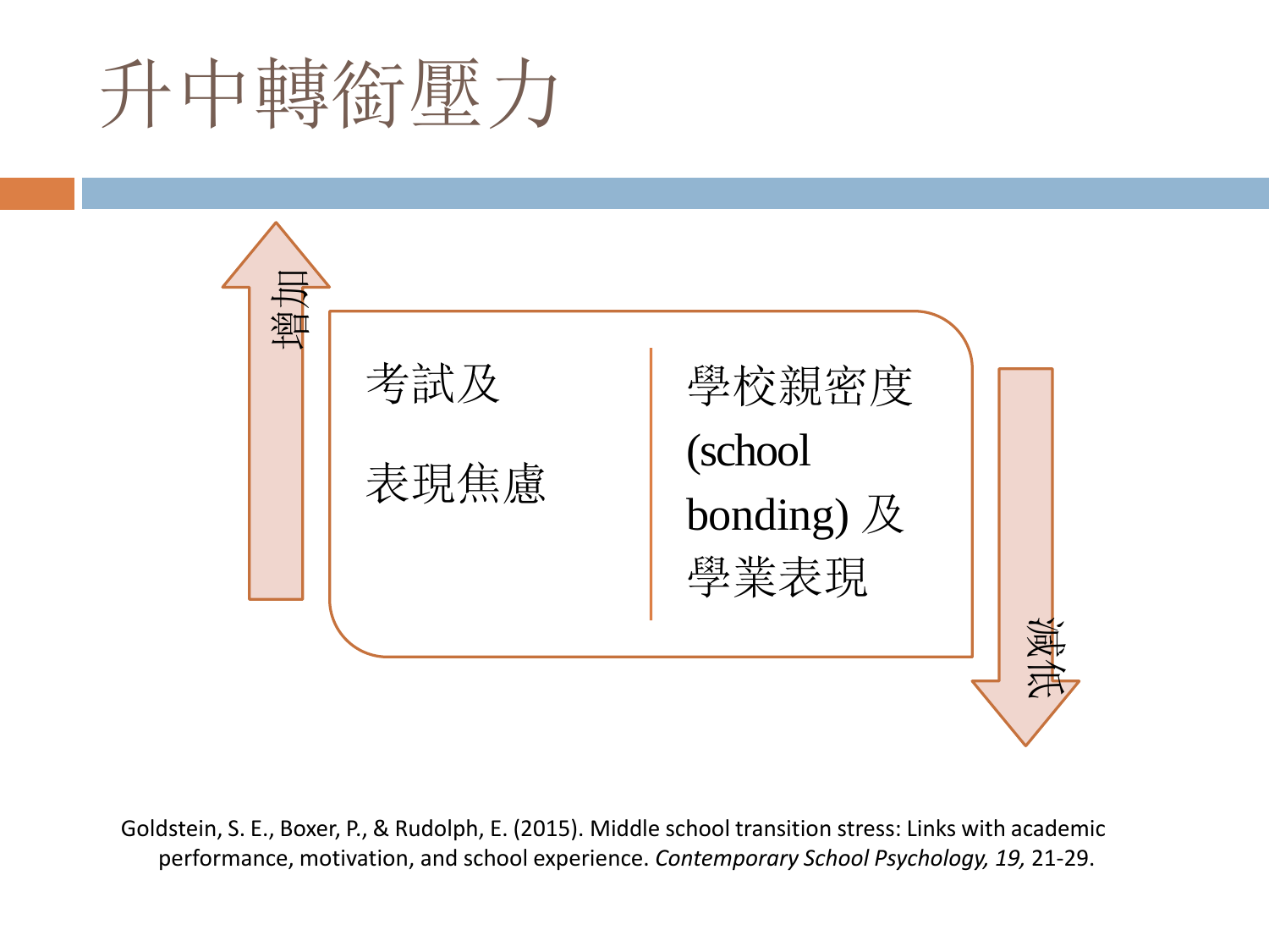# 升中轉銜壓力

增加

考試及

表現焦慮

學校親密度 (school bonding) 及 學業表現

減低

Goldstein, S. E., Boxer, P., & Rudolph, E. (2015). Middle school transition stress: Links with academic performance, motivation, and school experience. *Contemporary School Psychology, 19,* 21-29.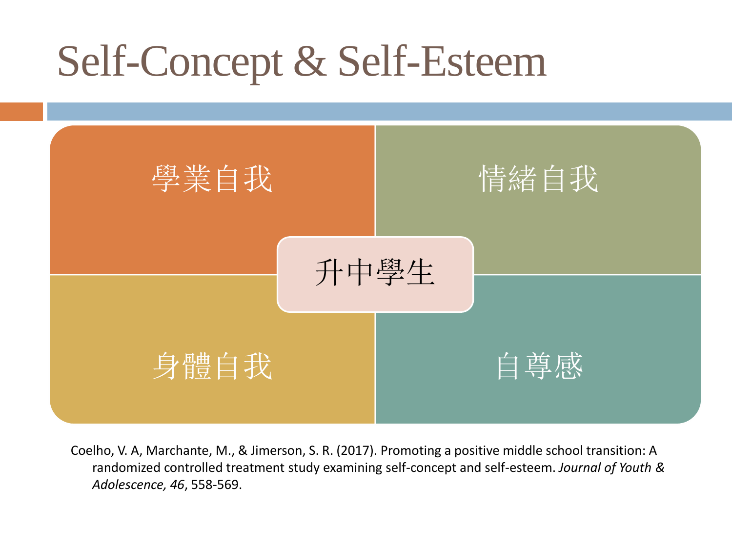# Self-Concept & Self-Esteem

- 學業自我
- 情緒自我
- 升中學生
- 身體自我
- 自尊感

Coelho, V. A, Marchante, M., & Jimerson, S. R. (2017). Promoting a positive middle school transition: A randomized controlled treatment study examining self-concept and self-esteem. *Journal of Youth & Adolescence, 46*, 558-569.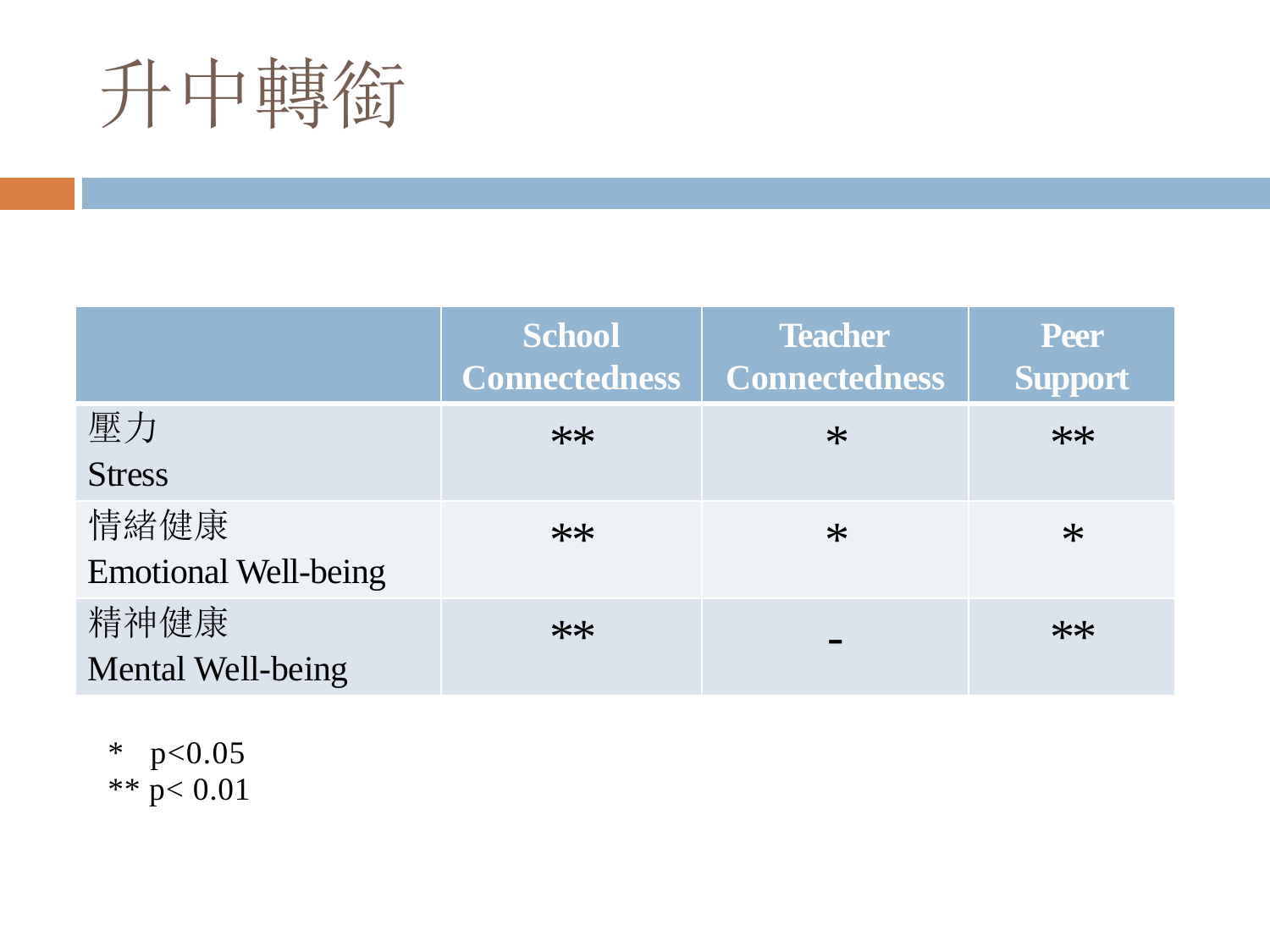# 升中轉衔

| | School Connectedness | Teacher Connectedness | Peer Support |
|---|---|---|---|
| 壓力<br>Stress | ** | * | ** |
| 情緒健康<br>Emotional Well-being | ** | * | * |
| 精神健康<br>Mental Well-being | ** | - | ** |

\* $p<0.05$
\*\* $p< 0.01$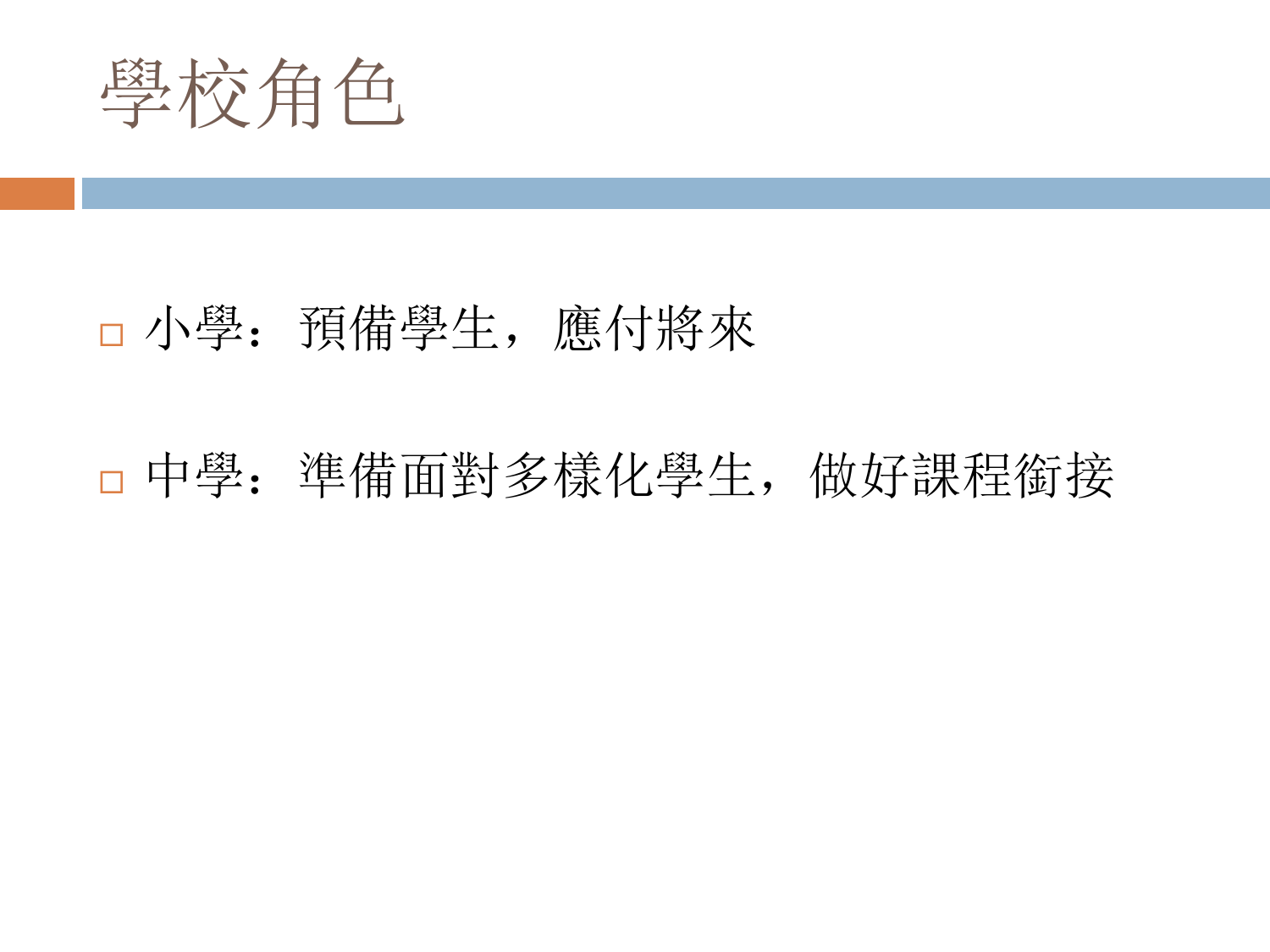# 學校角色

- 小學：預備學生，應付將來
- 中學：準備面對多樣化學生，做好課程銜接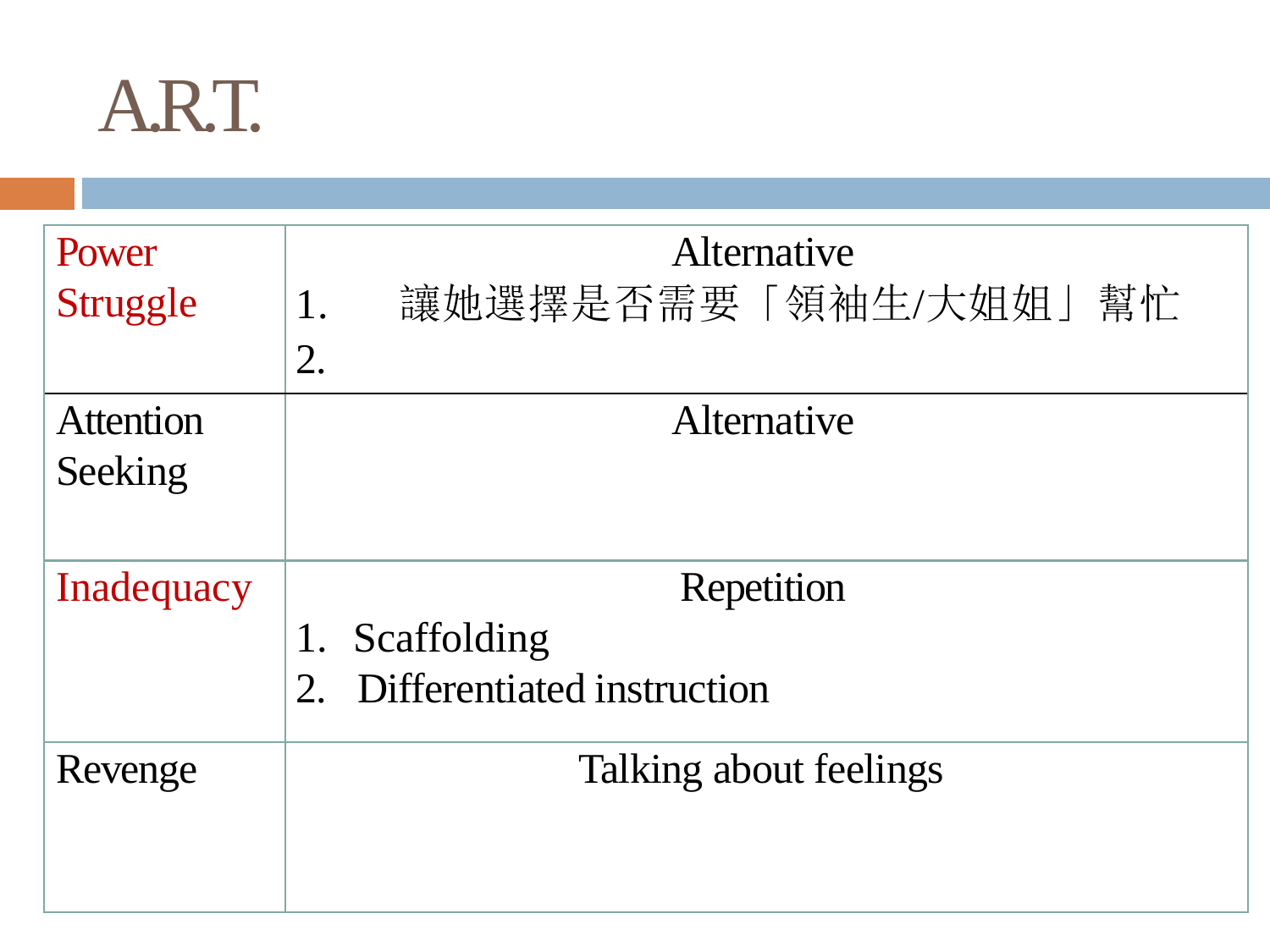# A.R.T.

| | |
|---|---|
| Power Struggle | Alternative<br>1. 讓她選擇是否需要「領袖生/大姐姐」幫忙<br>2. |
| Attention Seeking | Alternative |
| Inadequacy | Repetition<br>1. Scaffolding<br>2. Differentiated instruction |
| Revenge | Talking about feelings |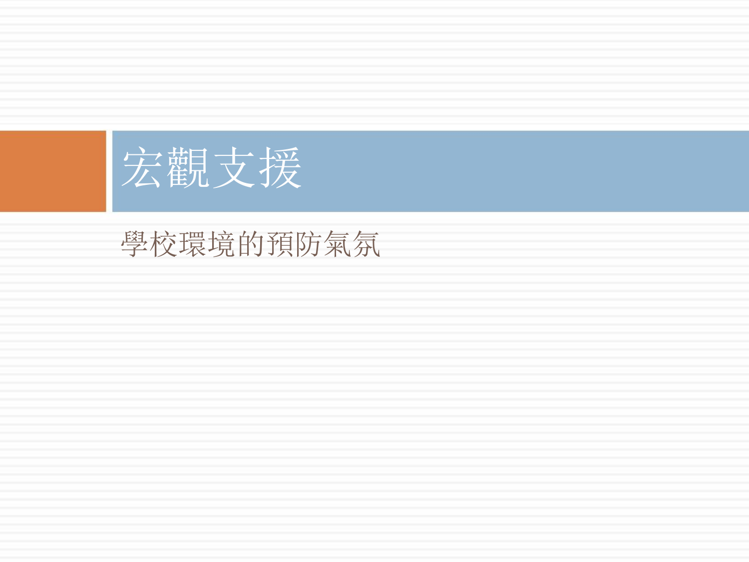# 宏觀支援

學校環境的預防氣氛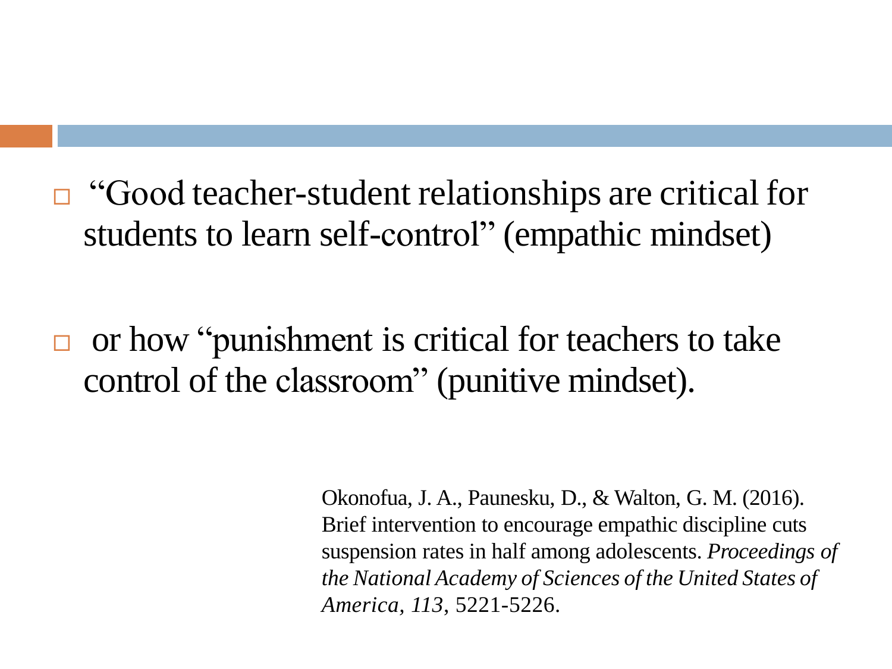- "Good teacher-student relationships are critical for students to learn self-control" (empathic mindset)

- or how "punishment is critical for teachers to take control of the classroom" (punitive mindset).

Okonofua, J. A., Paunesku, D., & Walton, G. M. (2016). Brief intervention to encourage empathic discipline cuts suspension rates in half among adolescents. *Proceedings of the National Academy of Sciences of the United States of America, 113*, 5221-5226.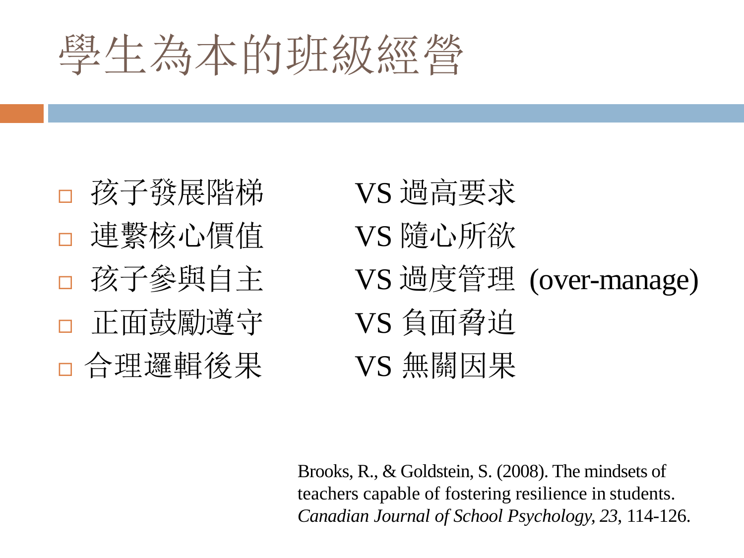# 學生為本的班級經營

- 孩子發展階梯 VS 過高要求
- 連繫核心價值 VS 隨心所欲
- 孩子參與自主 VS 過度管理 (over-manage)
- 正面鼓勵遵守 VS 負面脅迫
- 合理邏輯後果 VS 無關因果

Brooks, R., & Goldstein, S. (2008). The mindsets of teachers capable of fostering resilience in students. *Canadian Journal of School Psychology, 23*, 114-126.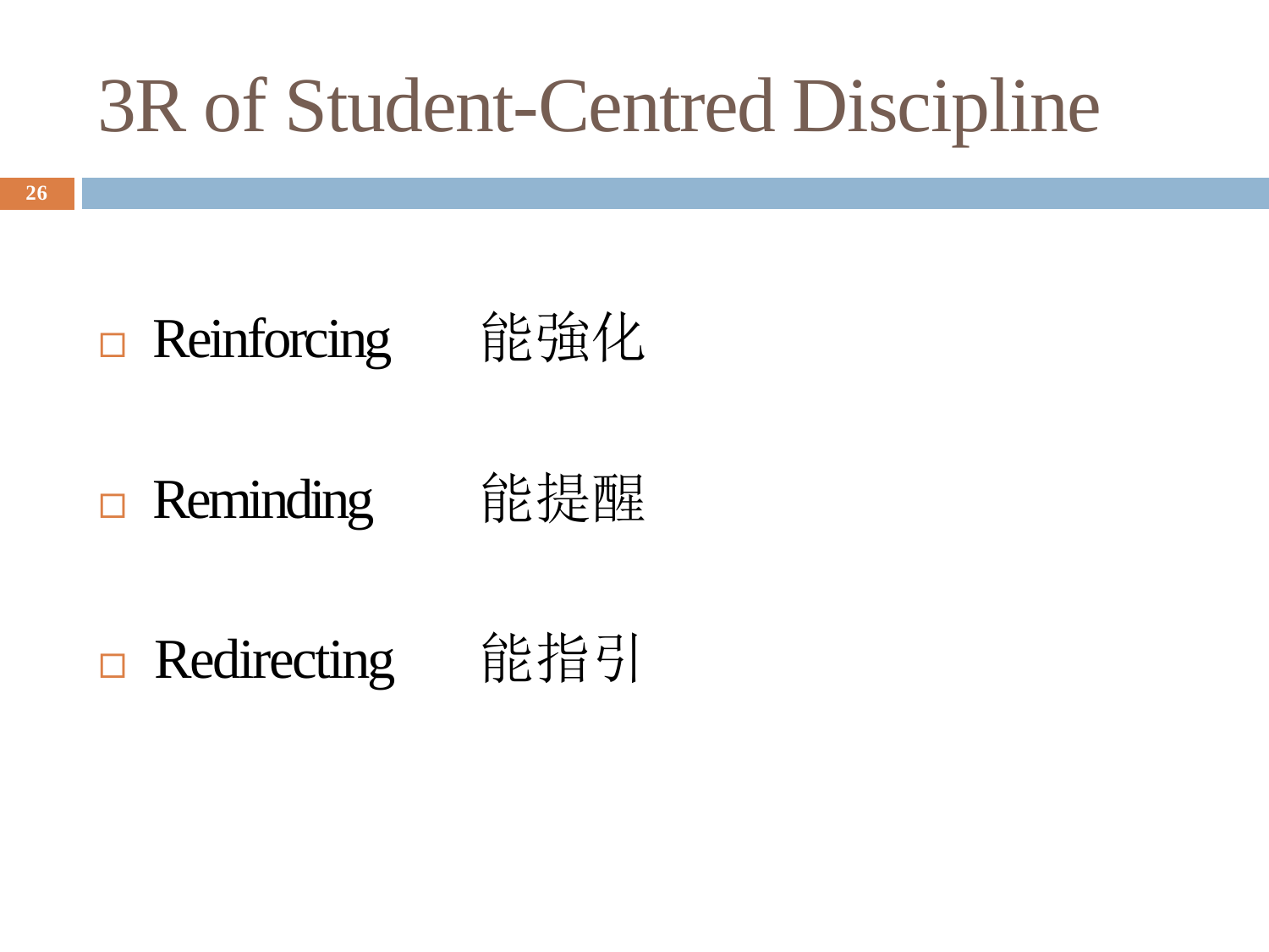# 3R of Student-Centred Discipline

- Reinforcing　能強化
- Reminding　能提醒
- Redirecting　能指引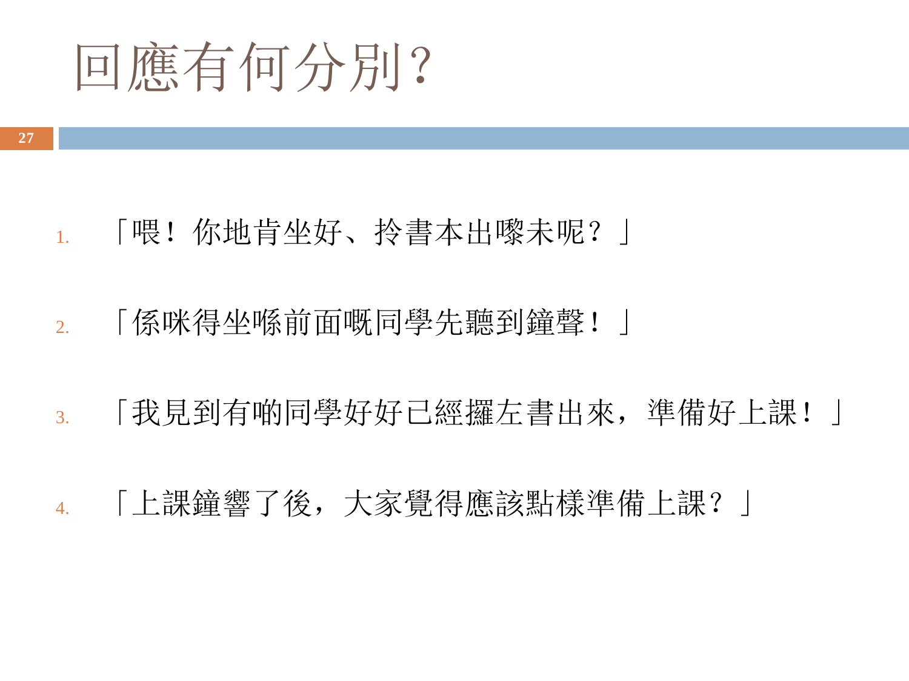# 回應有何分別?

1. 「喂！你地肯坐好、拎書本出嚟未呢？」
2. 「係咪得坐喺前面嘅同學先聽到鐘聲！」
3. 「我見到有啲同學好好已經攞左書出來，準備好上課！」
4. 「上課鐘響了後，大家覺得應該點樣準備上課？」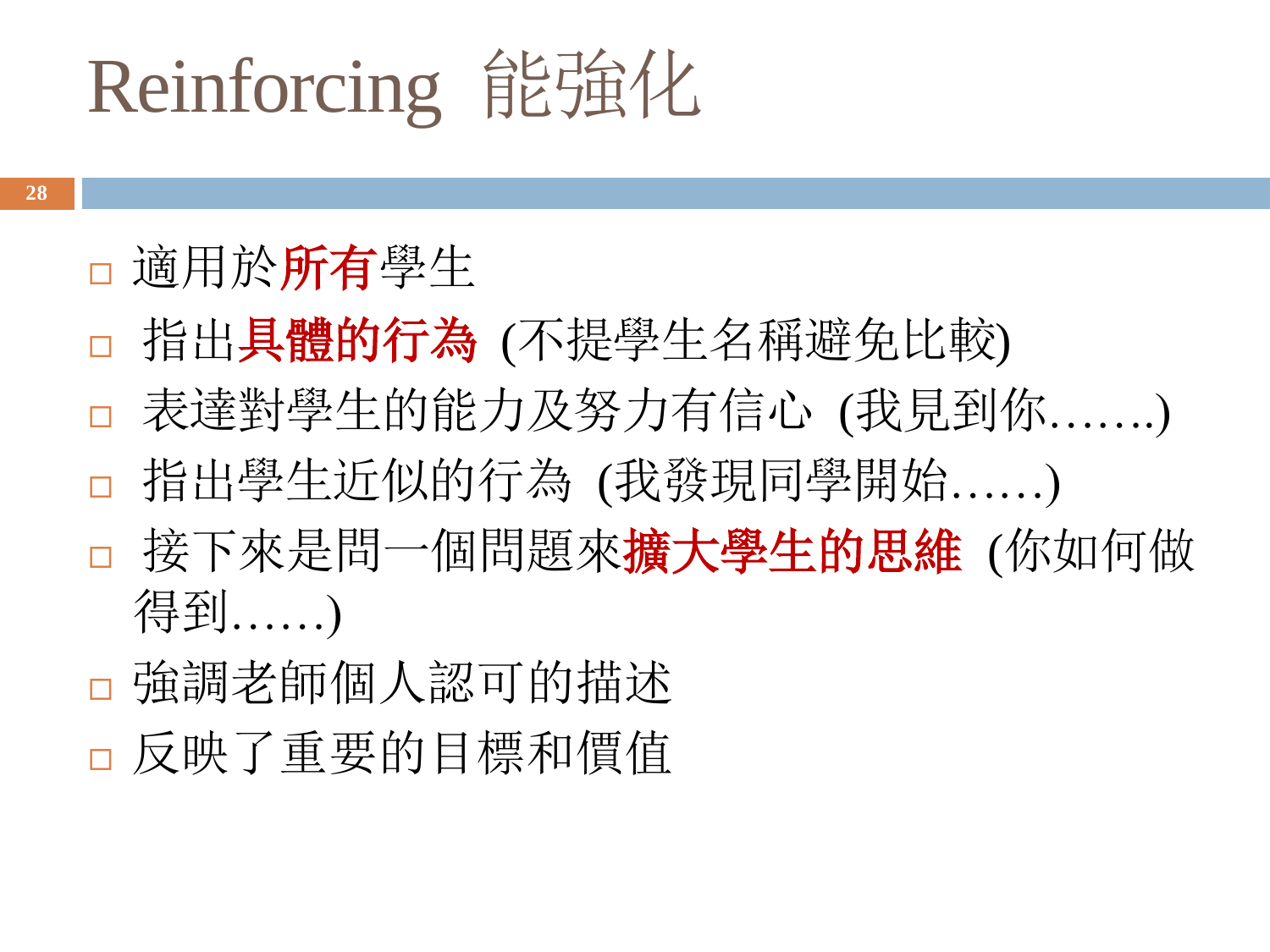# Reinforcing 能強化

- 適用於**所有**學生
- 指出**具體的行為** (不提學生名稱避免比較)
- 表達對學生的能力及努力有信心 (我見到你…….)
- 指出學生近似的行為 (我發現同學開始……)
- 接下來是問一個問題來**擴大學生的思維** (你如何做得到……)
- 強調老師個人認可的描述
- 反映了重要的目標和價值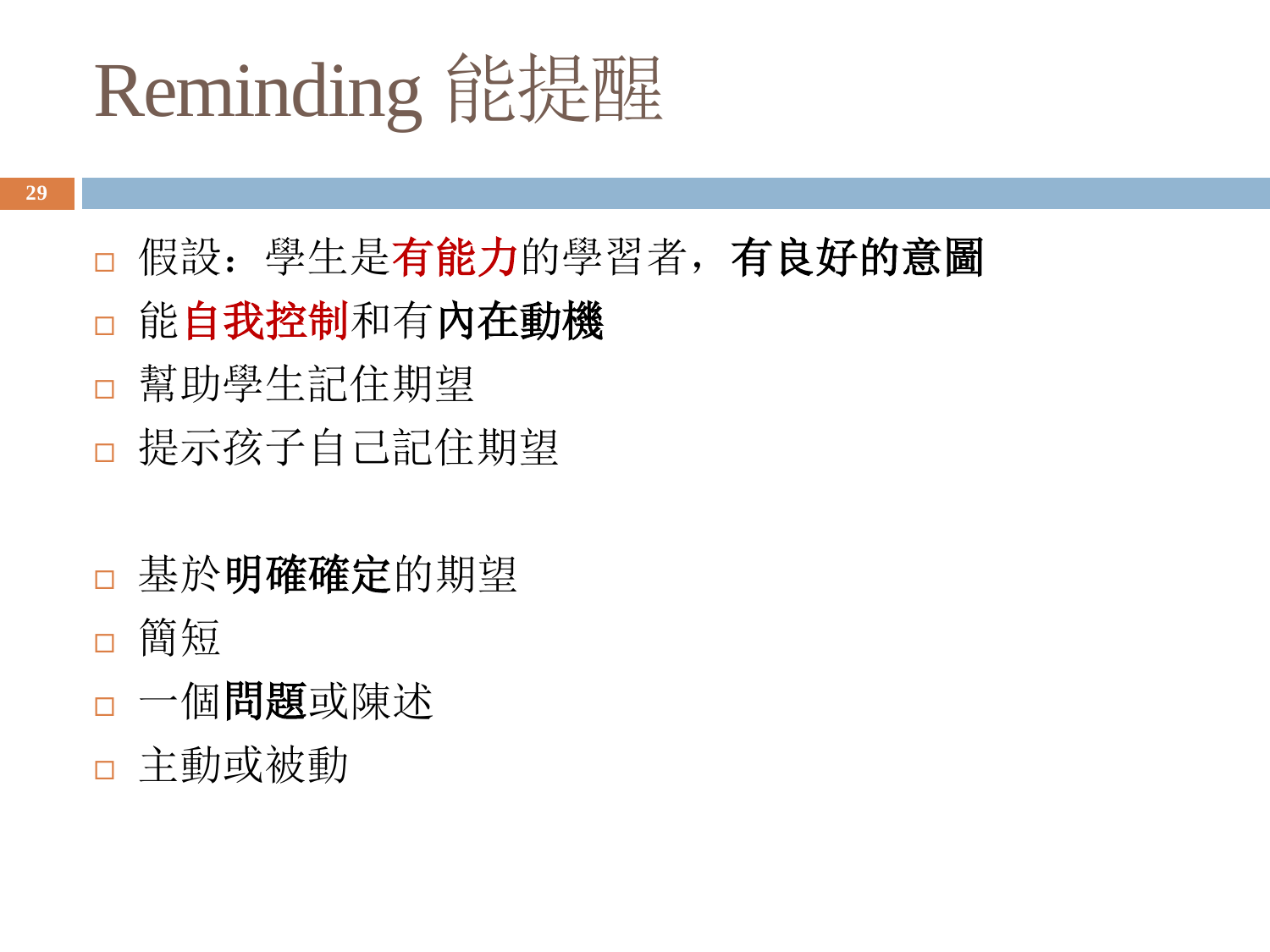# Reminding 能提醒

- 假設：學生是**有能力**的學習者，**有良好的意圖**
- 能**自我控制**和有**內在動機**
- 幫助學生記住期望
- 提示孩子自己記住期望

- 基於**明確確定**的期望
- 簡短
- 一個**問題**或陳述
- 主動或被動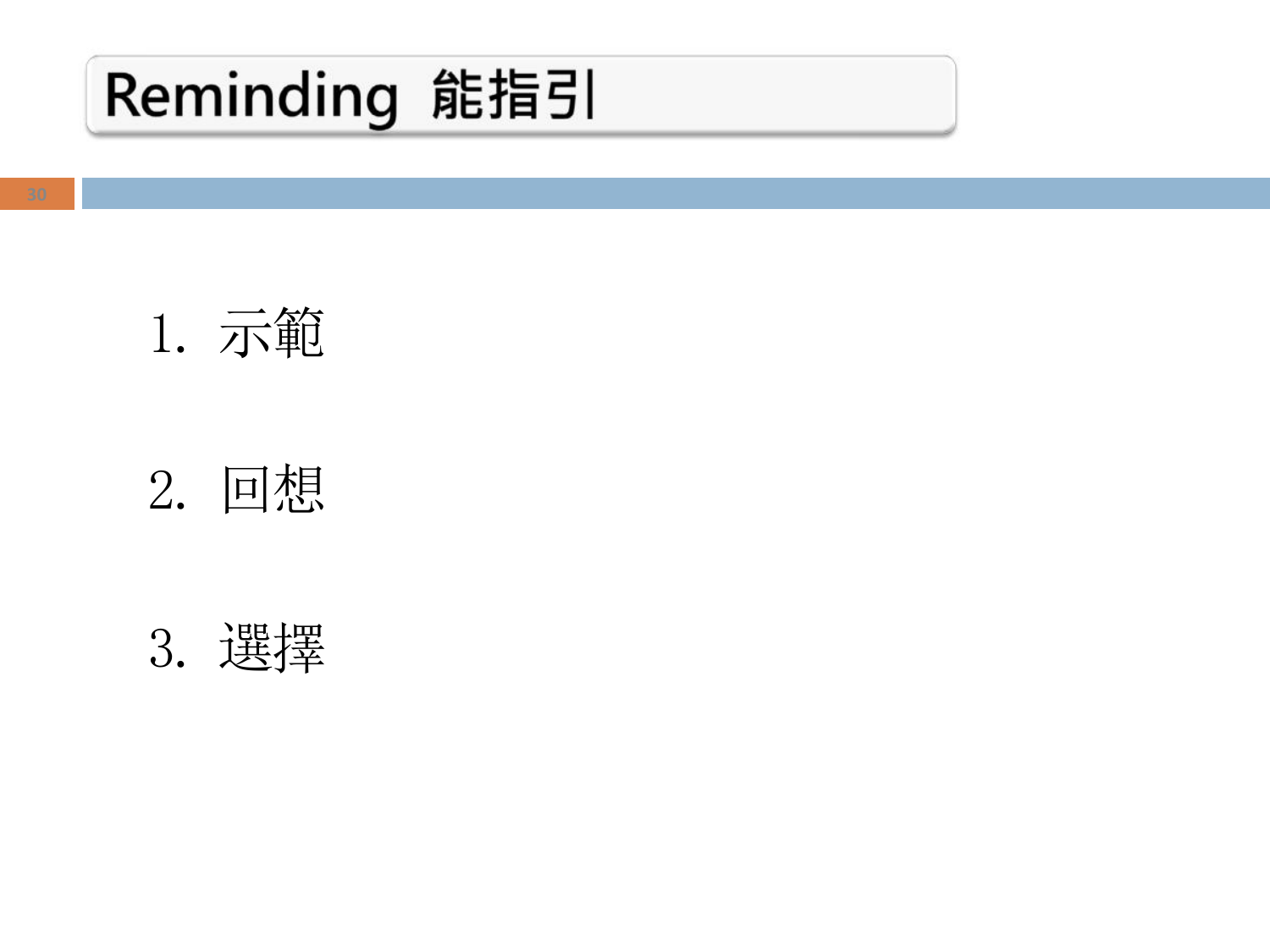# Reminding 能指引

1. 示範
2. 回想
3. 選擇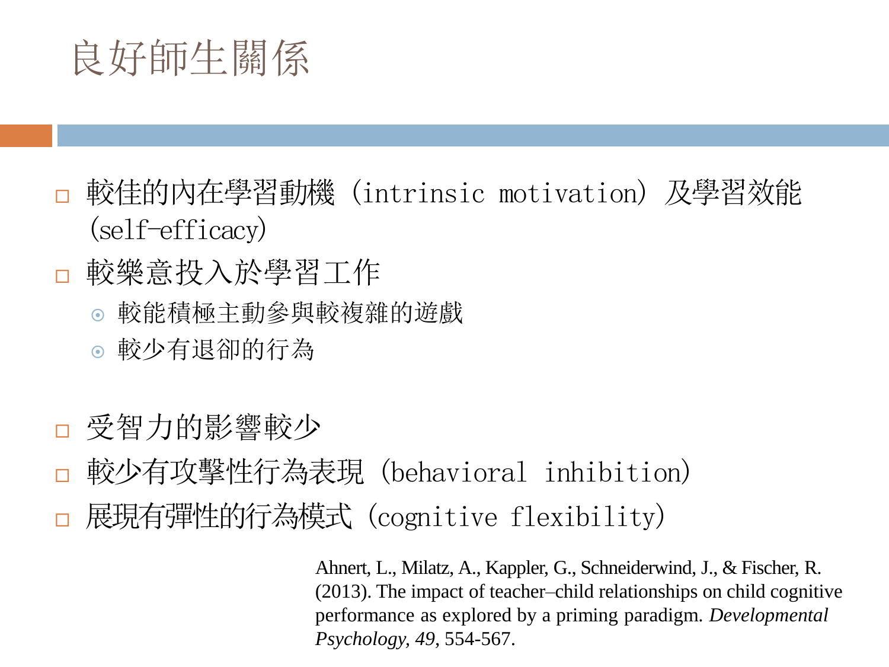# 良好師生關係

- 較佳的內在學習動機（intrinsic motivation）及學習效能(self-efficacy)
- 較樂意投入於學習工作
  - 較能積極主動參與較複雜的遊戲
  - 較少有退卻的行為

- 受智力的影響較少
- 較少有攻擊性行為表現（behavioral inhibition）
- 展現有彈性的行為模式（cognitive flexibility）

Ahnert, L., Milatz, A., Kappler, G., Schneiderwind, J., & Fischer, R. (2013). The impact of teacher–child relationships on child cognitive performance as explored by a priming paradigm. *Developmental Psychology*, *49*, 554-567.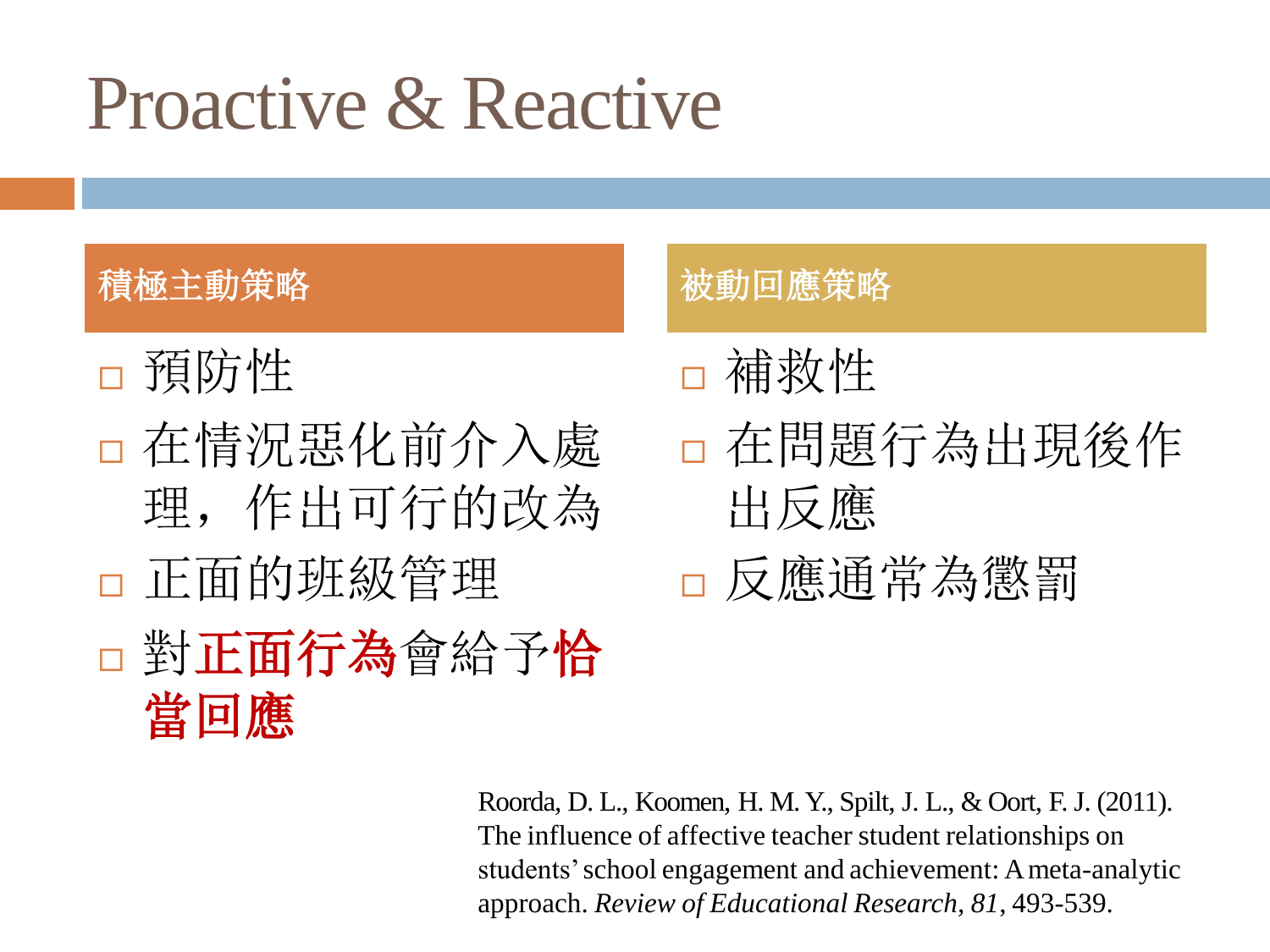# Proactive & Reactive

## 積極主動策略

- 預防性
- 在情況惡化前介入處理，作出可行的改為
- 正面的班級管理
- 對**正面行為**會給予**恰當回應**

## 被動回應策略

- 補救性
- 在問題行為出現後作出反應
- 反應通常為懲罰

Roorda, D. L., Koomen, H. M. Y., Spilt, J. L., & Oort, F. J. (2011). The influence of affective teacher student relationships on students' school engagement and achievement: A meta-analytic approach. *Review of Educational Research, 81*, 493-539.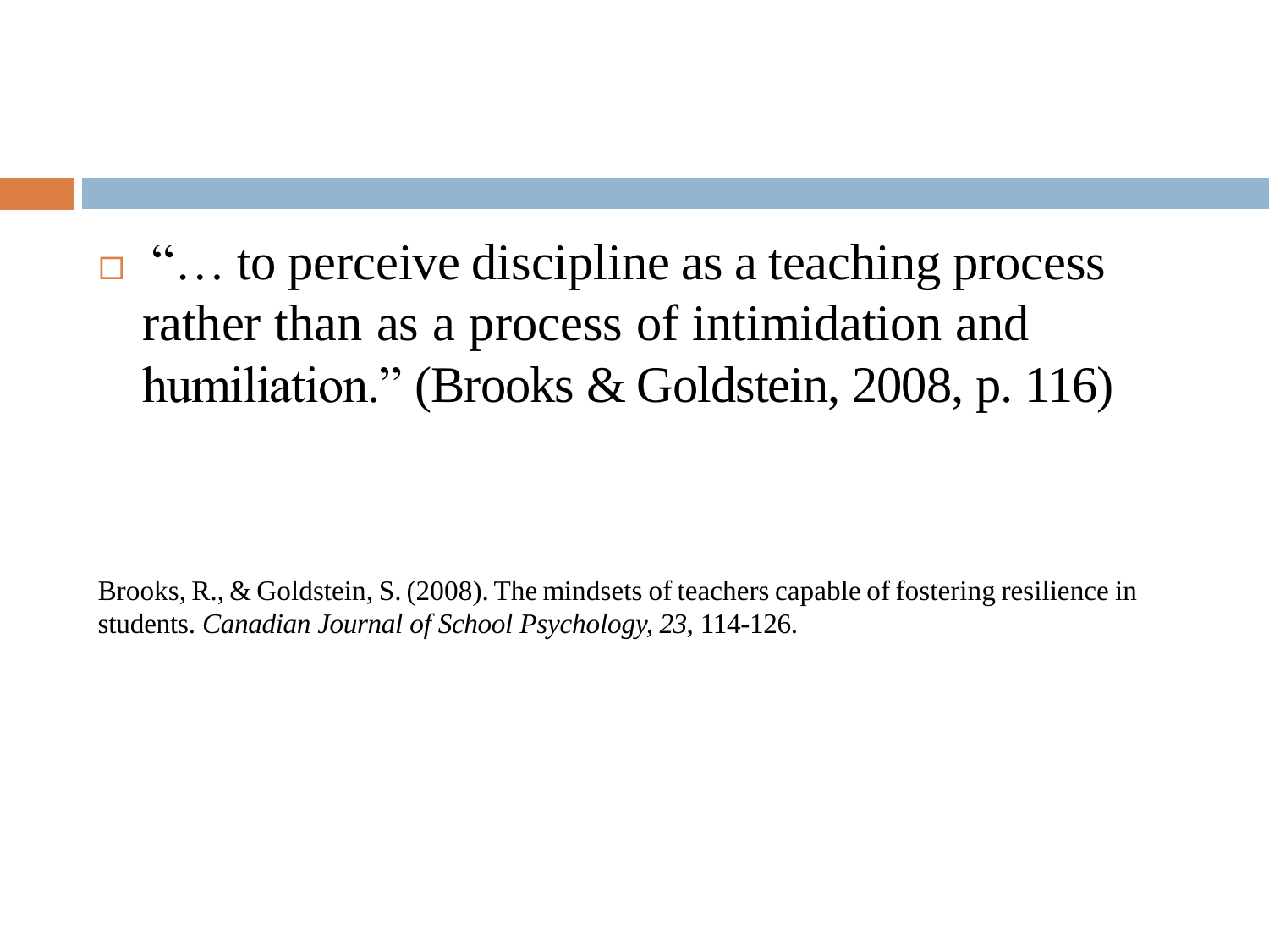- "… to perceive discipline as a teaching process rather than as a process of intimidation and humiliation." (Brooks & Goldstein, 2008, p. 116)

Brooks, R., & Goldstein, S. (2008). The mindsets of teachers capable of fostering resilience in students. *Canadian Journal of School Psychology, 23*, 114-126.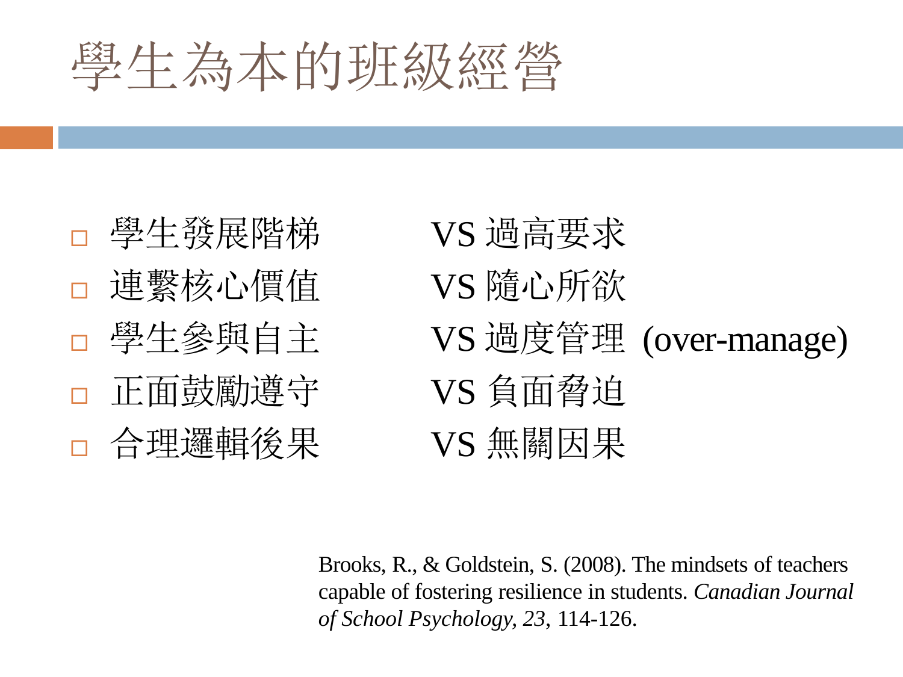# 學生為本的班級經營

- 學生發展階梯 VS 過高要求
- 連繫核心價值 VS 隨心所欲
- 學生參與自主 VS 過度管理 (over-manage)
- 正面鼓勵遵守 VS 負面脅迫
- 合理邏輯後果 VS 無關因果

Brooks, R., & Goldstein, S. (2008). The mindsets of teachers capable of fostering resilience in students. *Canadian Journal of School Psychology, 23*, 114-126.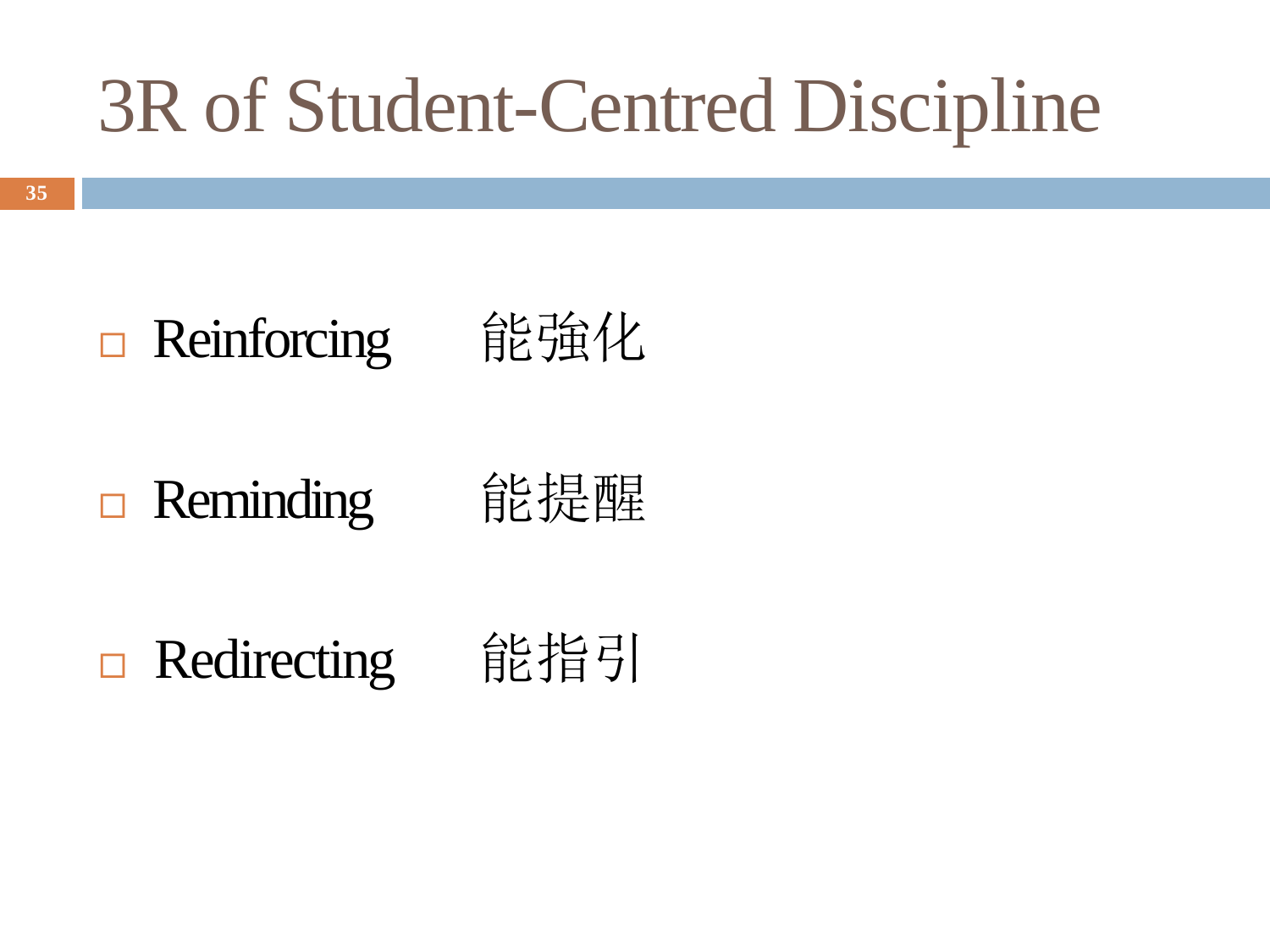# 3R of Student-Centred Discipline

- Reinforcing 能強化
- Reminding 能提醒
- Redirecting 能指引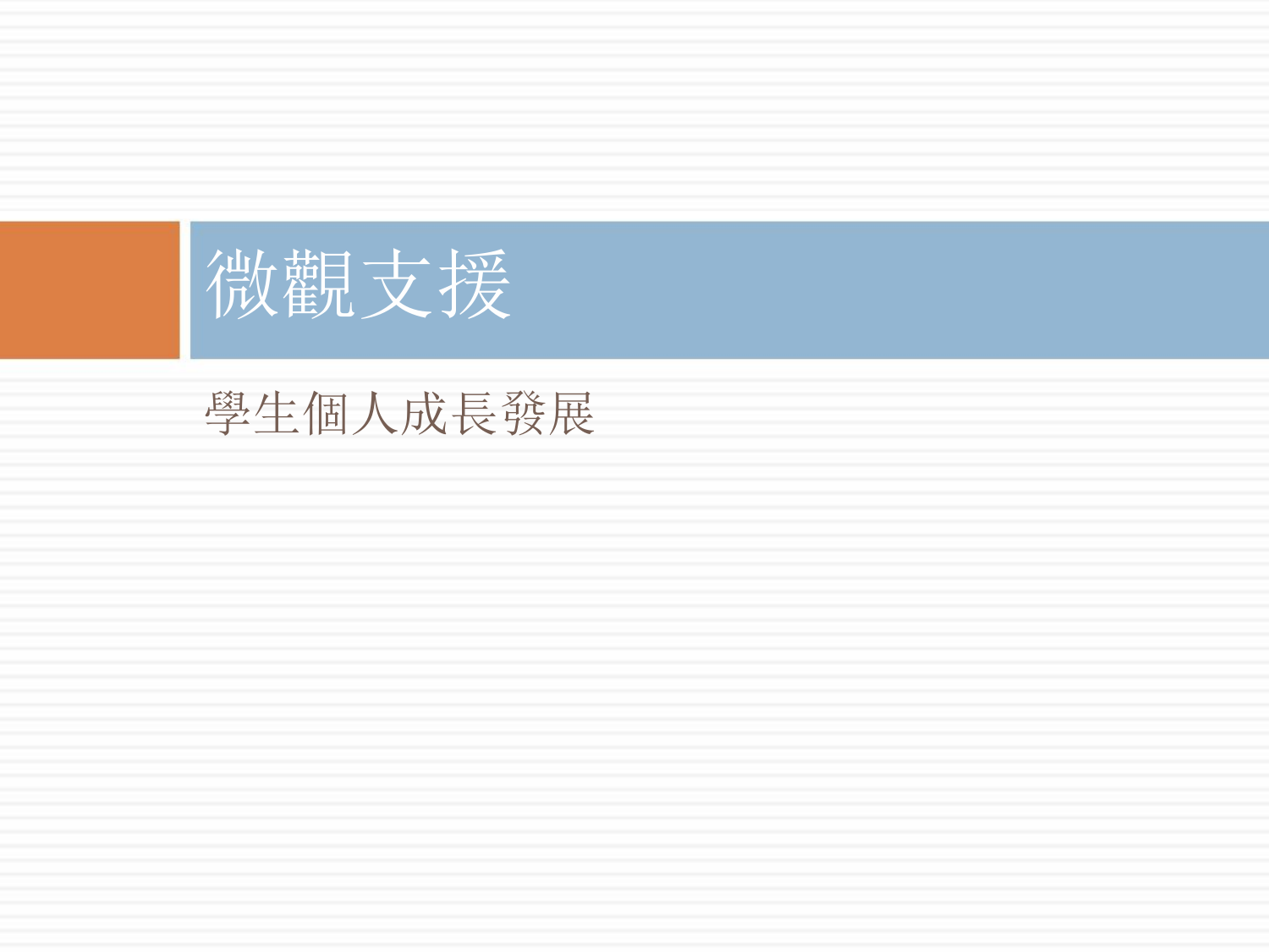# 微觀支援

學生個人成長發展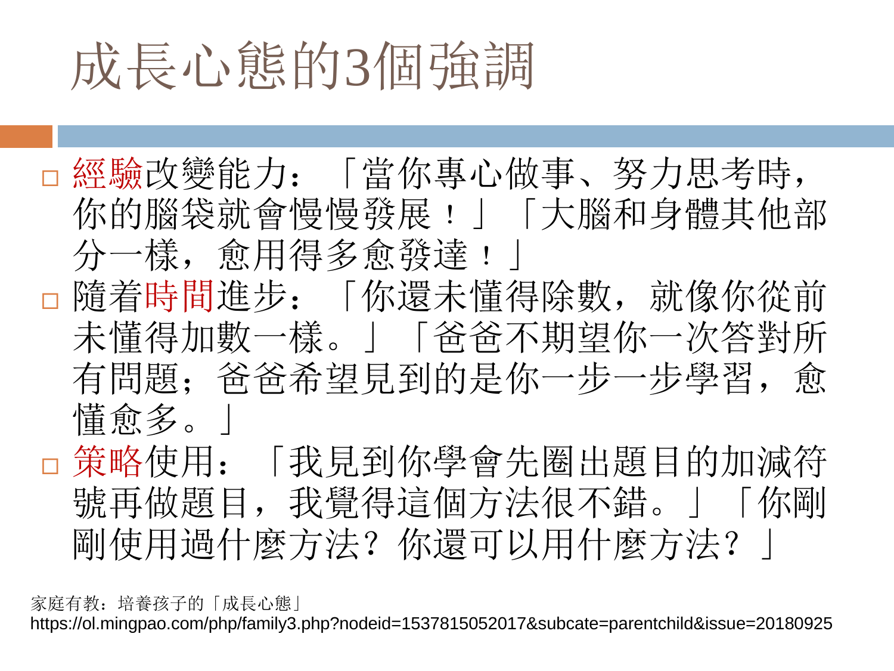# 成長心態的3個強調

- 經驗改變能力：「當你專心做事、努力思考時，你的腦袋就會慢慢發展！」「大腦和身體其他部分一樣，愈用得多愈發達！」
- 隨着時間進步：「你還未懂得除數，就像你從前未懂得加數一樣。」「爸爸不期望你一次答對所有問題；爸爸希望見到的是你一步一步學習，愈懂愈多。」
- 策略使用：「我見到你學會先圈出題目的加減符號再做題目，我覺得這個方法很不錯。」「你剛剛使用過什麼方法？你還可以用什麼方法？」

家庭有教：培養孩子的「成長心態」
https://ol.mingpao.com/php/family3.php?nodeid=1537815052017&subcate=parentchild&issue=20180925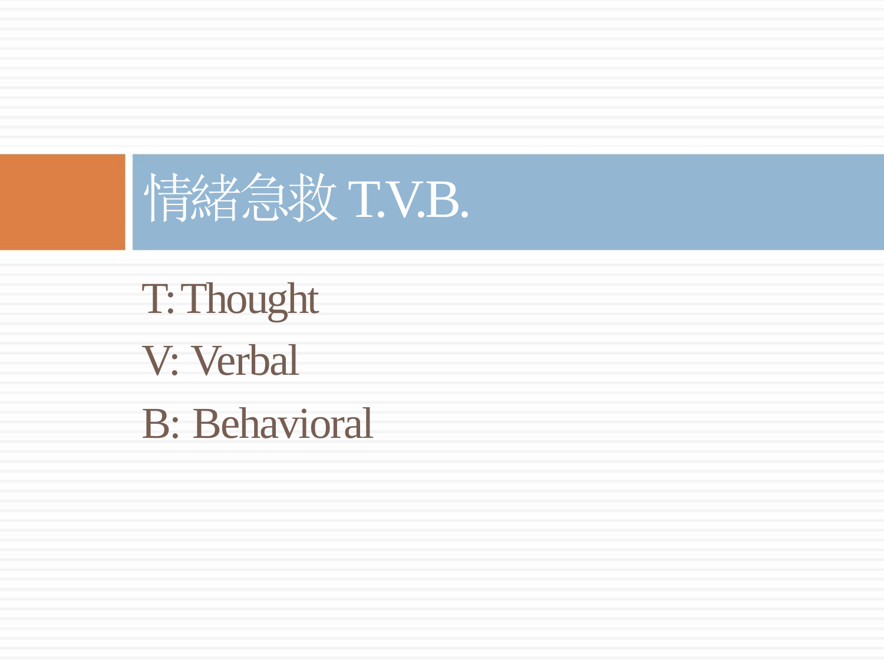# 情緒急救 T.V.B.

T: Thought

V: Verbal

B: Behavioral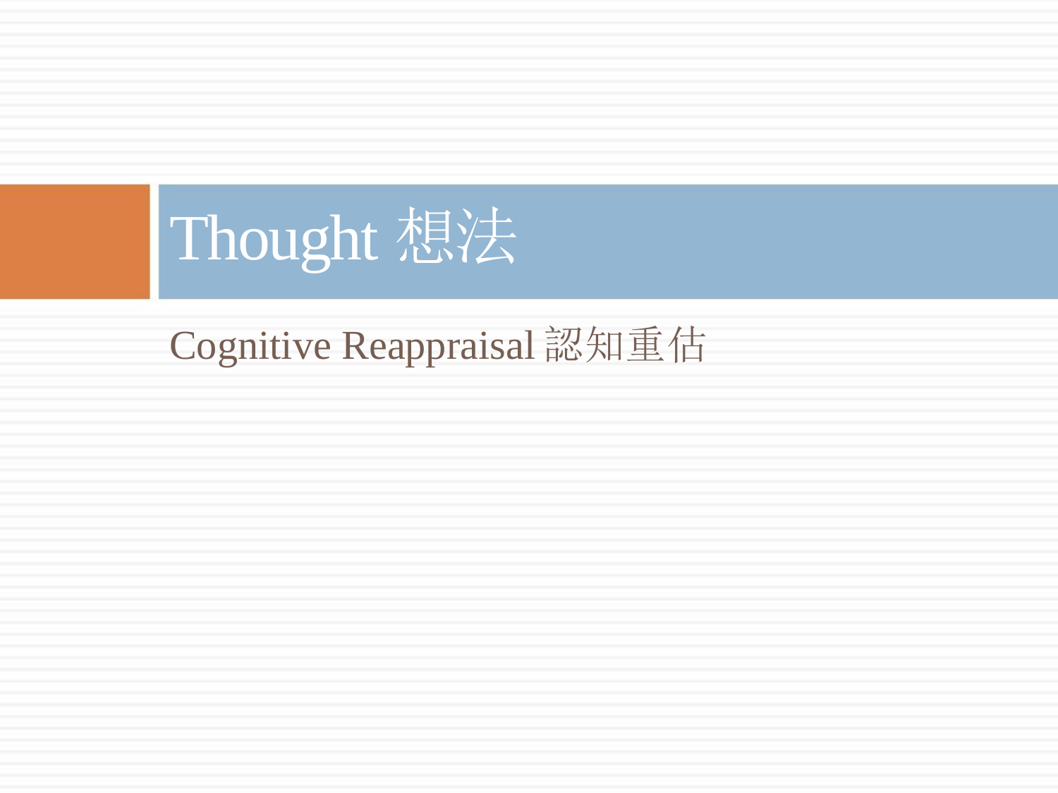# Thought 想法

Cognitive Reappraisal 認知重估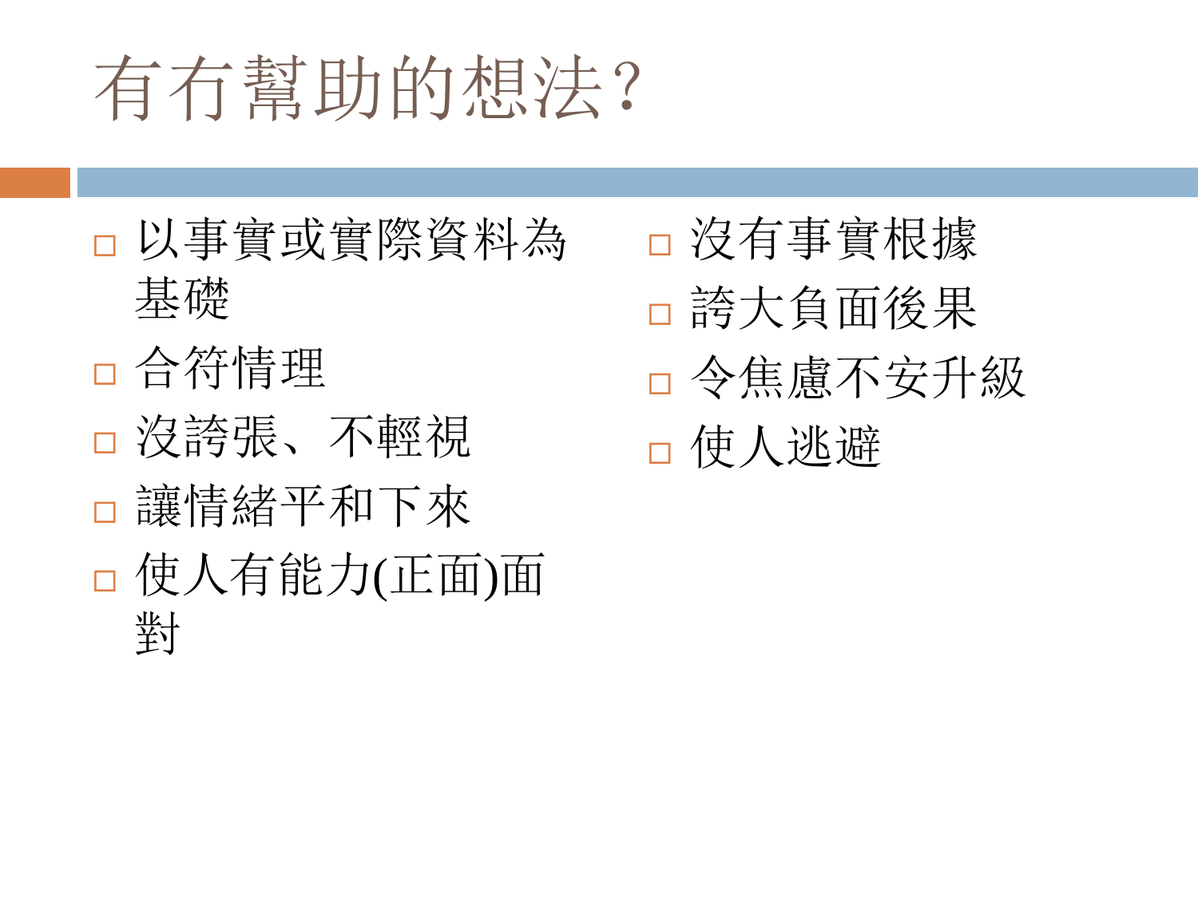# 有冇幫助的想法?

- 以事實或實際資料為基礎
- 合符情理
- 沒誇張、不輕視
- 讓情緒平和下來
- 使人有能力(正面)面對

- 沒有事實根據
- 誇大負面後果
- 令焦慮不安升級
- 使人逃避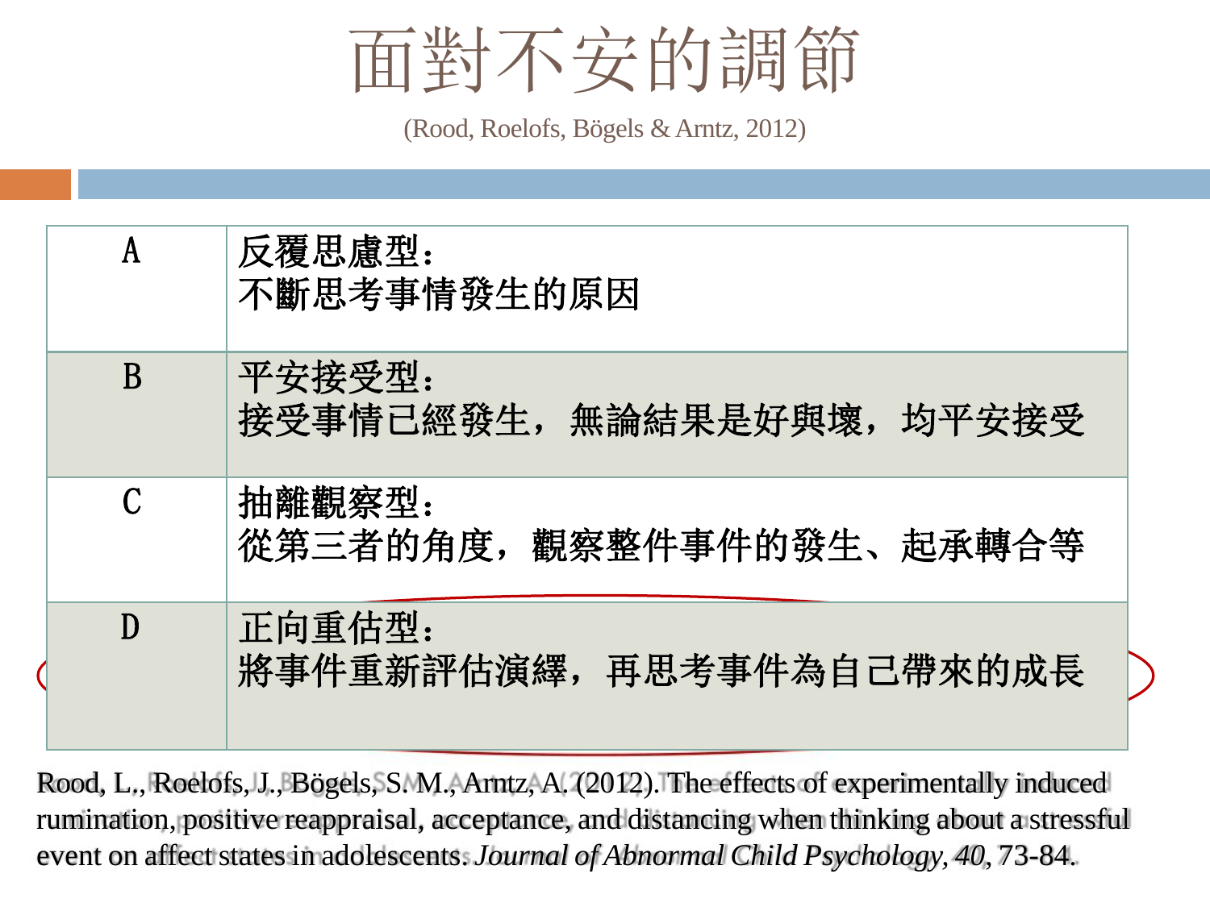# 面對不安的調節

(Rood, Roelofs, Bögels & Arntz, 2012)

| | |
|---|---|
| A | 反覆思慮型：<br>不斷思考事情發生的原因 |
| B | 平安接受型：<br>接受事情已經發生，無論結果是好與壞，均平安接受 |
| C | 抽離觀察型：<br>從第三者的角度，觀察整件事件的發生、起承轉合等 |
| D | 正向重估型：<br>將事件重新評估演繹，再思考事件為自己帶來的成長 |

Rood, L., Roelofs, J., Bögels, S. M., Arntz, A. (2012). The effects of experimentally induced rumination, positive reappraisal, acceptance, and distancing when thinking about a stressful event on affect states in adolescents. *Journal of Abnormal Child Psychology, 40*, 73-84.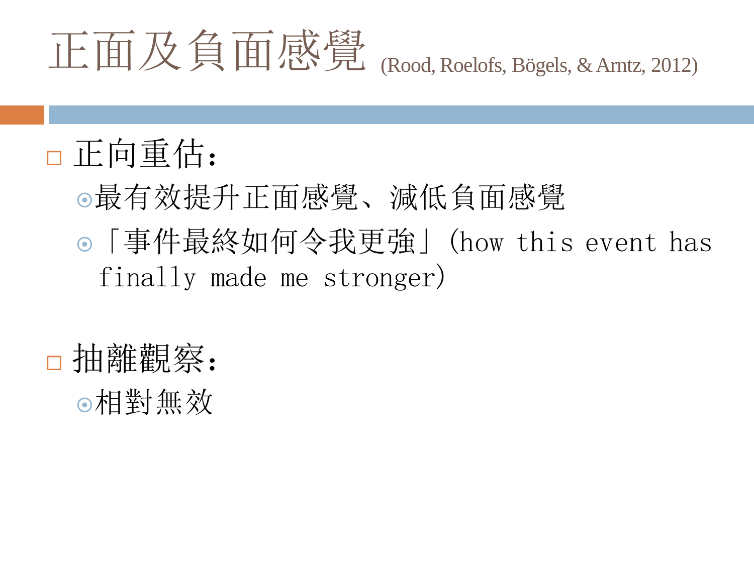# 正面及負面感覺 (Rood, Roelofs, Bögels, & Arntz, 2012)

- 正向重估：
  - 最有效提升正面感覺、減低負面感覺
  - 「事件最終如何令我更強」(how this event has finally made me stronger)

- 抽離觀察：
  - 相對無效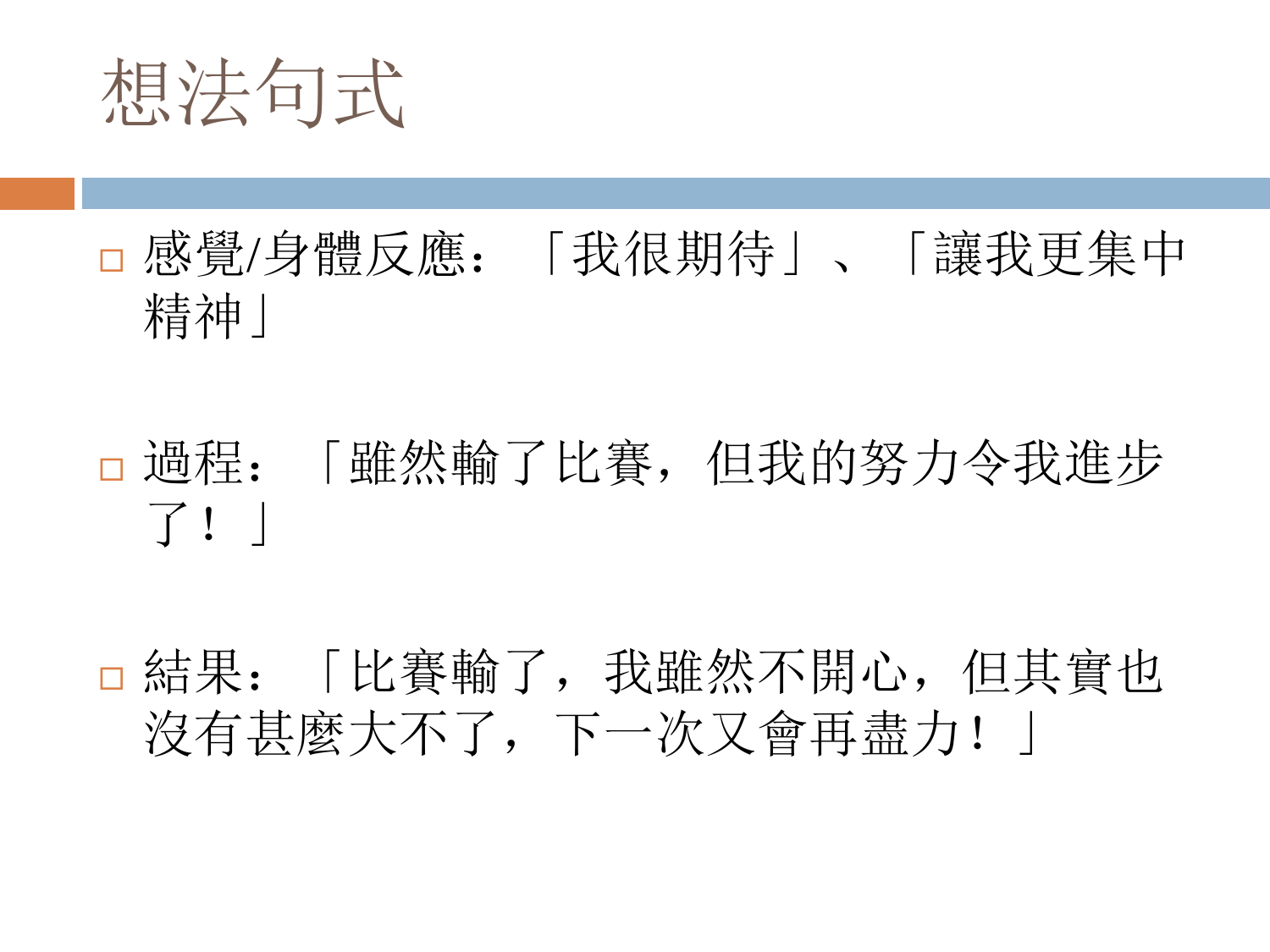# 想法句式

- 感覺/身體反應：「我很期待」、「讓我更集中精神」

- 過程：「雖然輸了比賽，但我的努力令我進步了！」

- 結果：「比賽輸了，我雖然不開心，但其實也沒有甚麼大不了，下一次又會再盡力！」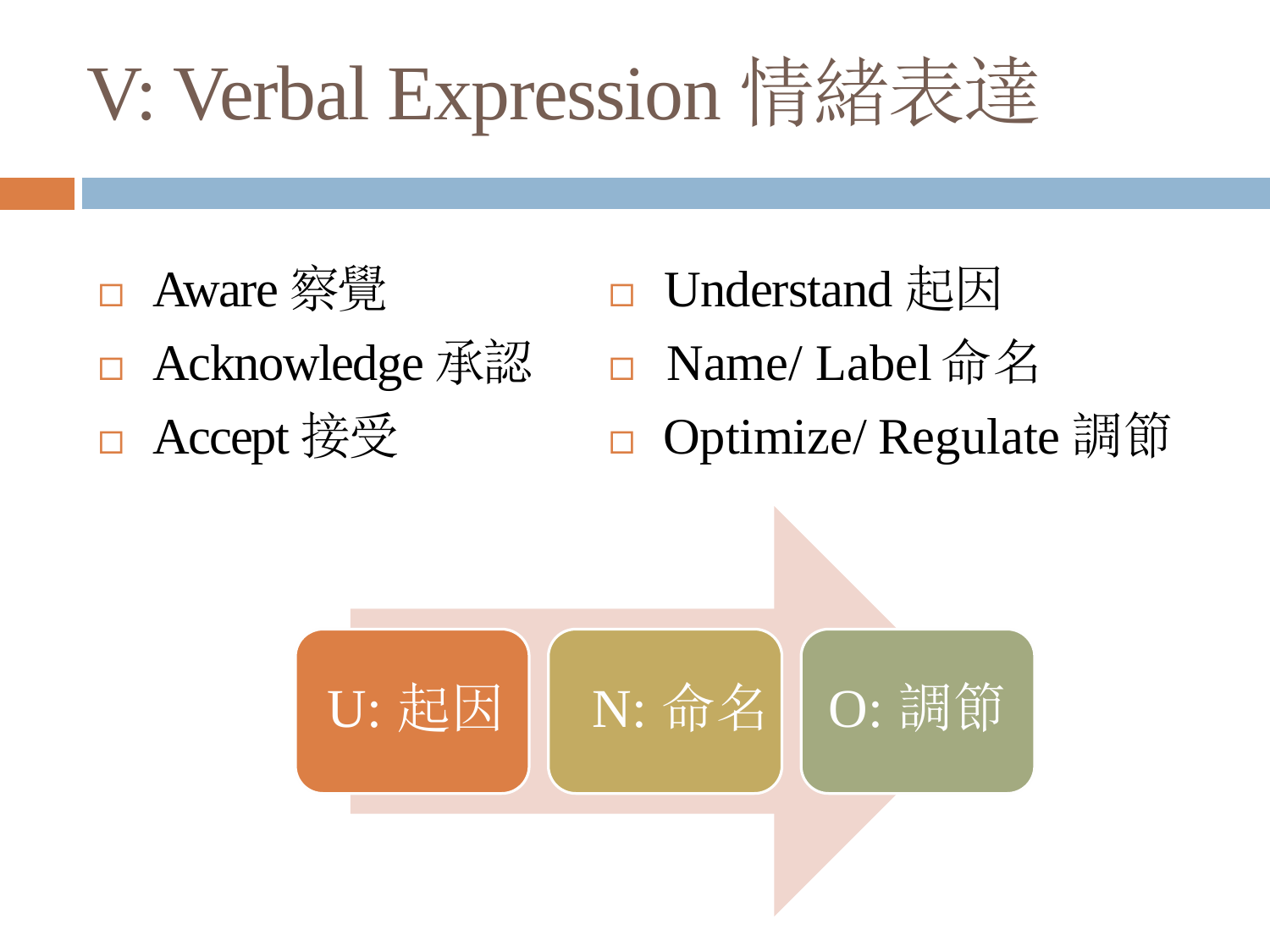# V: Verbal Expression 情緒表達

- Aware 察覺
- Acknowledge 承認
- Accept 接受
- Understand 起因
- Name/ Label 命名
- Optimize/ Regulate 調節

U: 起因 → N: 命名 → O: 調節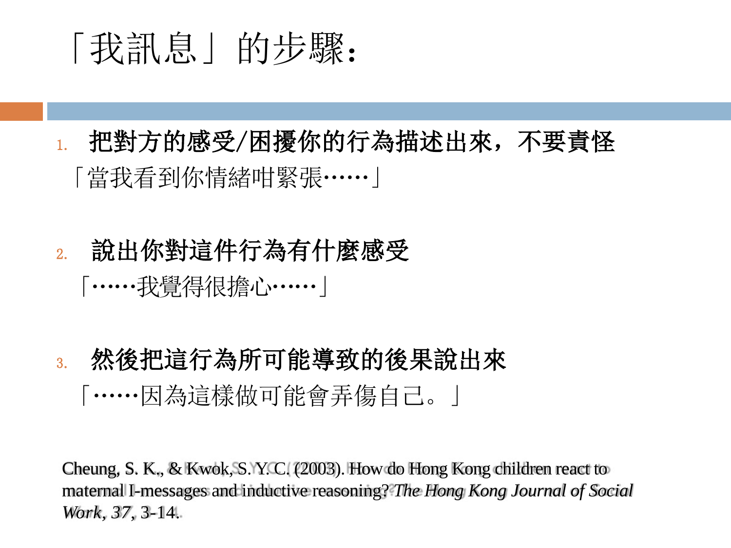# 「我訊息」的步驟：

1. **把對方的感受/困擾你的行為描述出來，不要責怪**

   「當我看到你情緒咁緊張……」

2. **說出你對這件行為有什麼感受**

   「……我覺得很擔心……」

3. **然後把這行為所可能導致的後果說出來**

   「……因為這樣做可能會弄傷自己。」

Cheung, S. K., & Kwok, S. Y. C. (2003). How do Hong Kong children react to maternal I-messages and inductive reasoning? *The Hong Kong Journal of Social Work, 37*, 3-14.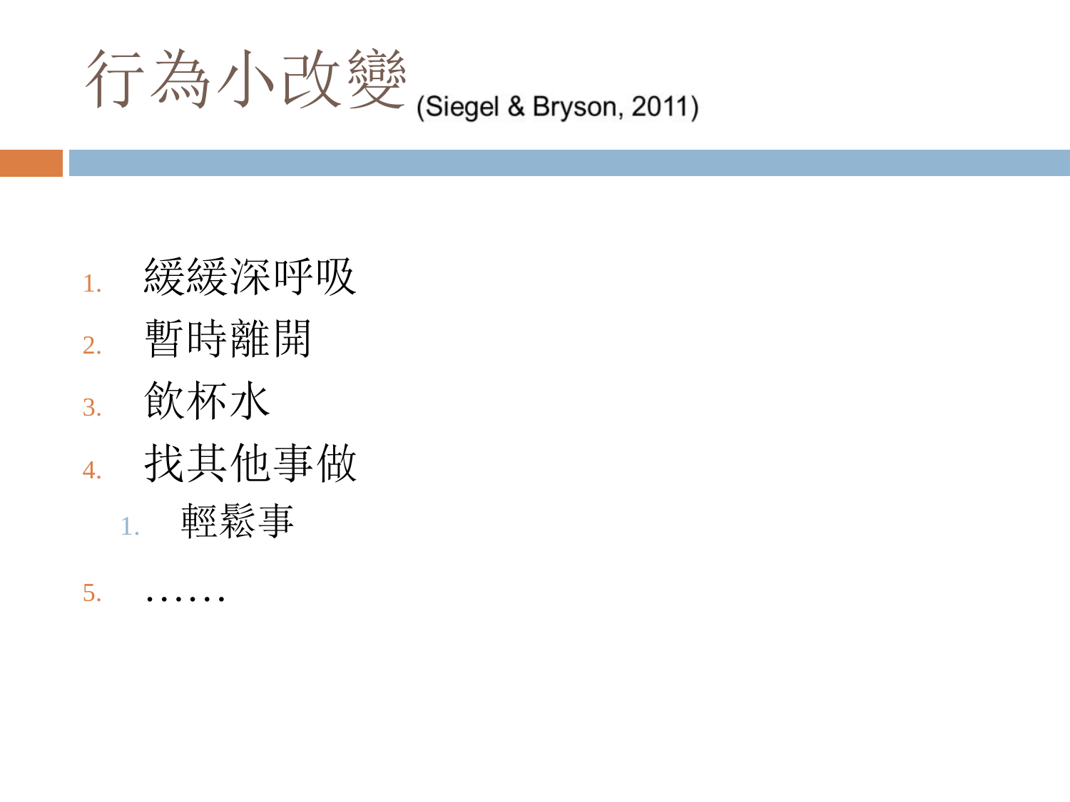# 行為小改變 (Siegel & Bryson, 2011)

1. 緩緩深呼吸
2. 暫時離開
3. 飲杯水
4. 找其他事做
    1. 輕鬆事
5. ……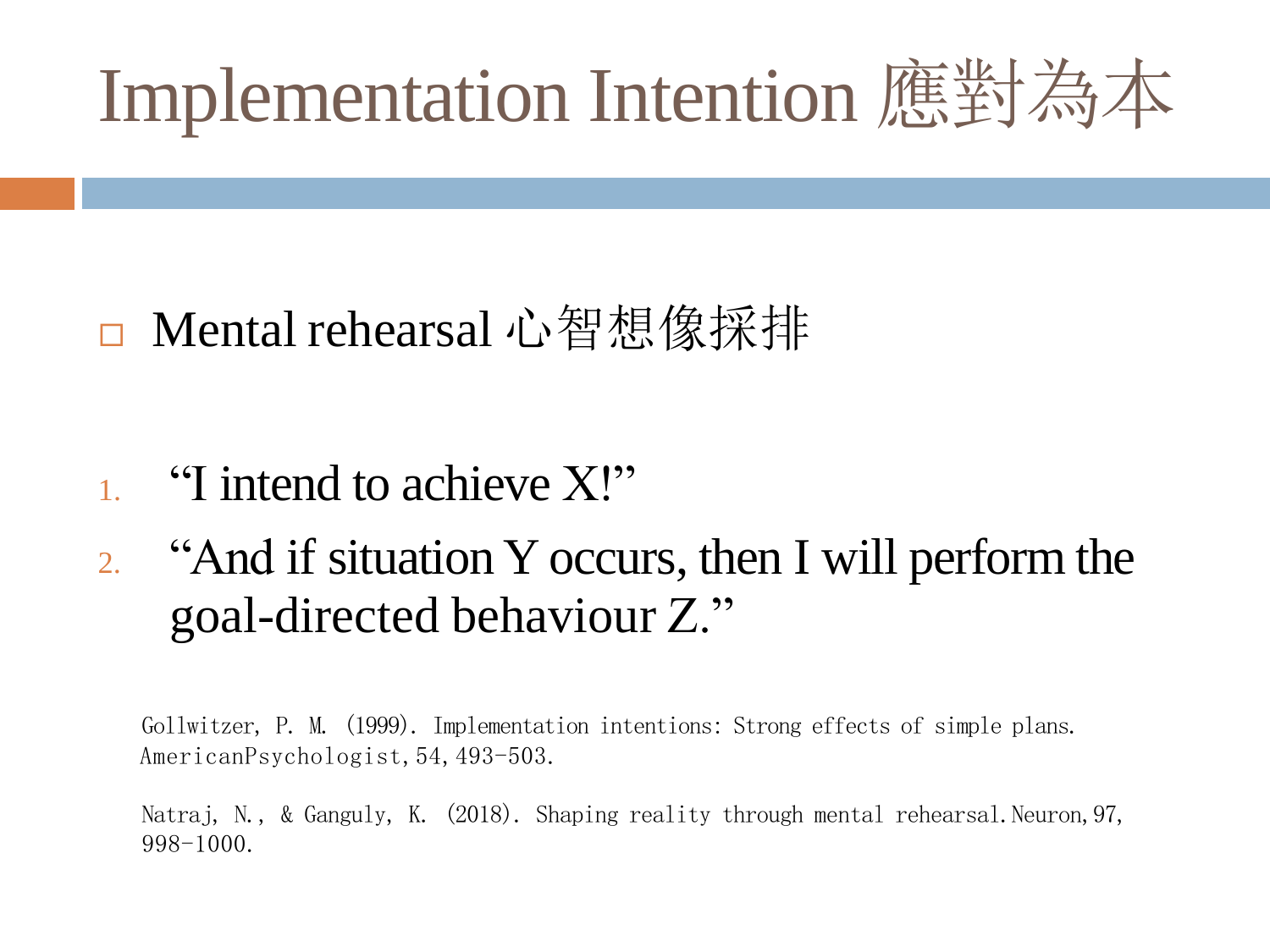# Implementation Intention 應對為本

- Mental rehearsal 心智想像採排

1. “I intend to achieve X!”
2. “And if situation Y occurs, then I will perform the goal-directed behaviour Z.”

Gollwitzer, P. M. (1999). Implementation intentions: Strong effects of simple plans. AmericanPsychologist, 54, 493-503.

Natraj, N., & Ganguly, K. (2018). Shaping reality through mental rehearsal. Neuron, 97, 998-1000.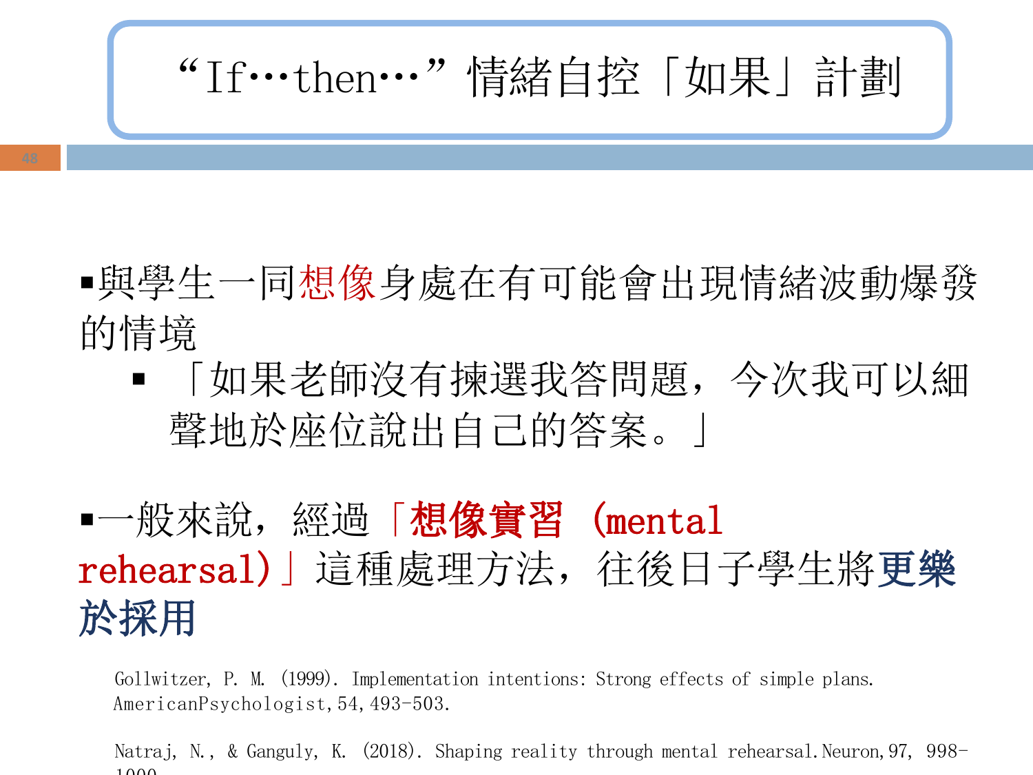# "If…then…" 情緒自控「如果」計劃

- 與學生一同想像身處在有可能會出現情緒波動爆發的情境
  - 「如果老師沒有揀選我答問題，今次我可以細聲地於座位說出自己的答案。」

- 一般來說，經過**「想像實習 (mental rehearsal)」**這種處理方法，往後日子學生將**更樂於採用**

Gollwitzer, P. M. (1999). Implementation intentions: Strong effects of simple plans. AmericanPsychologist, 54, 493-503.

Natraj, N., & Ganguly, K. (2018). Shaping reality through mental rehearsal. Neuron, 97, 998-1000.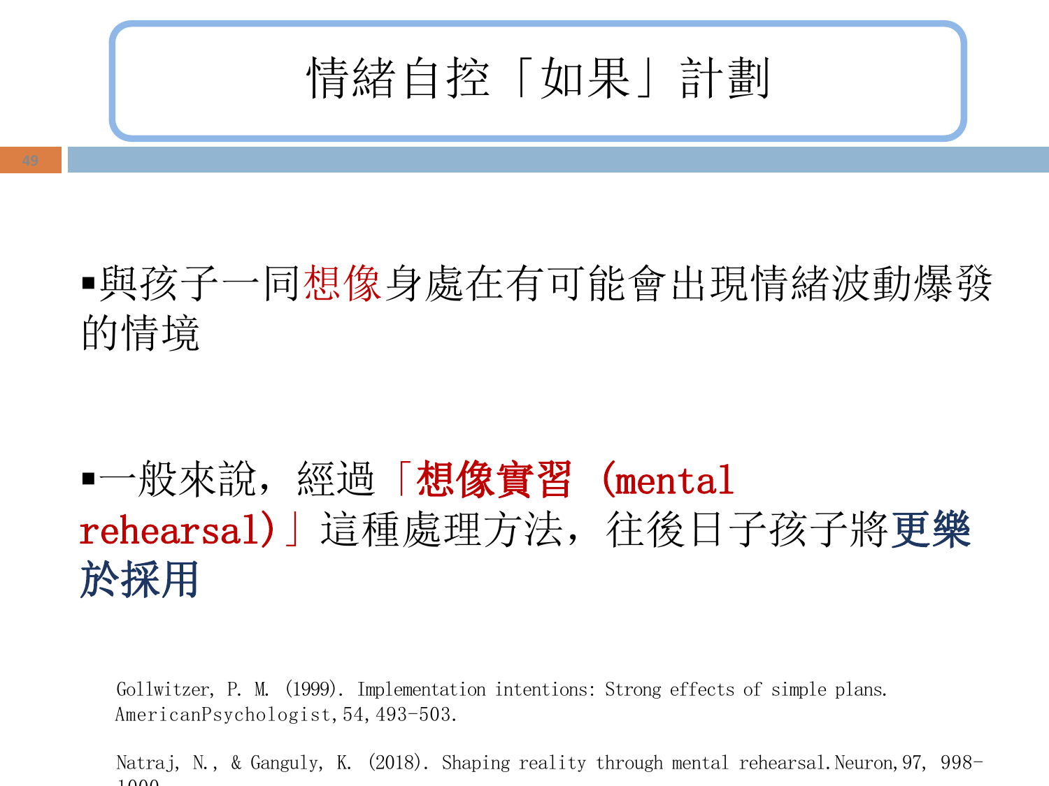# 情緒自控「如果」計劃

- 與孩子一同想像身處在有可能會出現情緒波動爆發的情境

- 一般來說，經過**「想像實習 (mental rehearsal)」**這種處理方法，往後日子孩子將**更樂於採用**

Gollwitzer, P. M. (1999). Implementation intentions: Strong effects of simple plans. AmericanPsychologist,54,493-503.

Natraj, N., & Ganguly, K. (2018). Shaping reality through mental rehearsal.Neuron,97, 998-1000.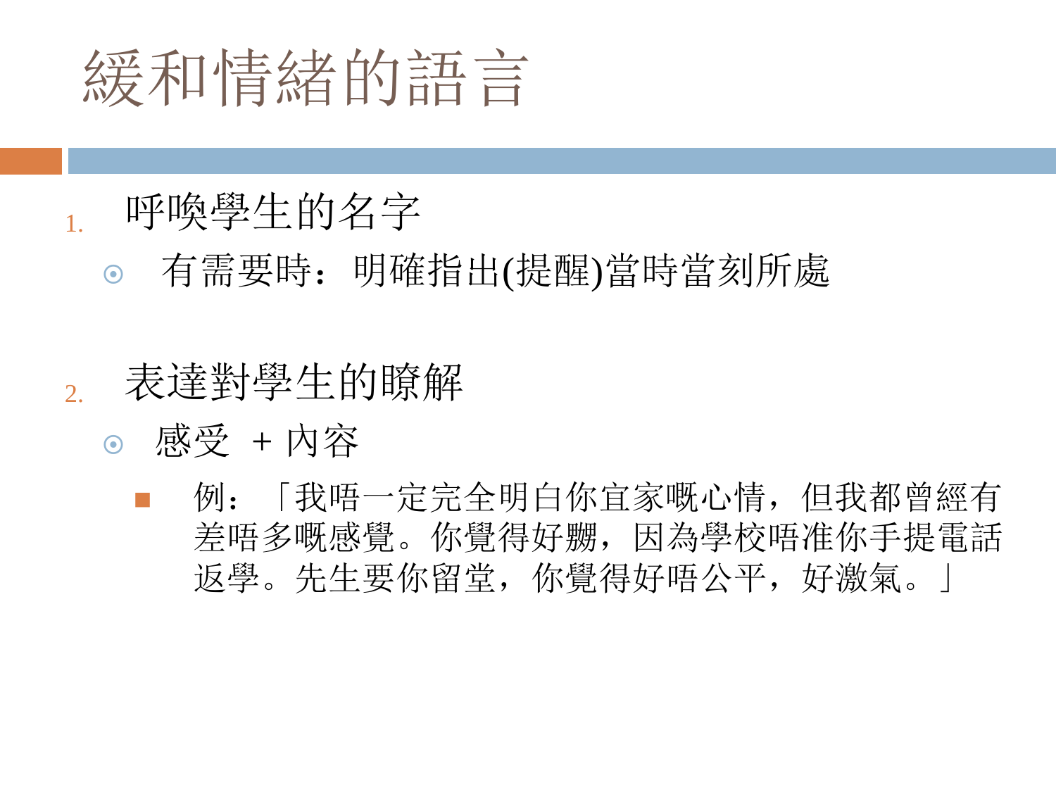# 緩和情緒的語言

1. 呼喚學生的名字
   - 有需要時：明確指出(提醒)當時當刻所處

2. 表達對學生的瞭解
   - 感受 + 內容
     - 例：「我唔一定完全明白你宜家嘅心情，但我都曾經有差唔多嘅感覺。你覺得好嬲，因為學校唔准你手提電話返學。先生要你留堂，你覺得好唔公平，好激氣。」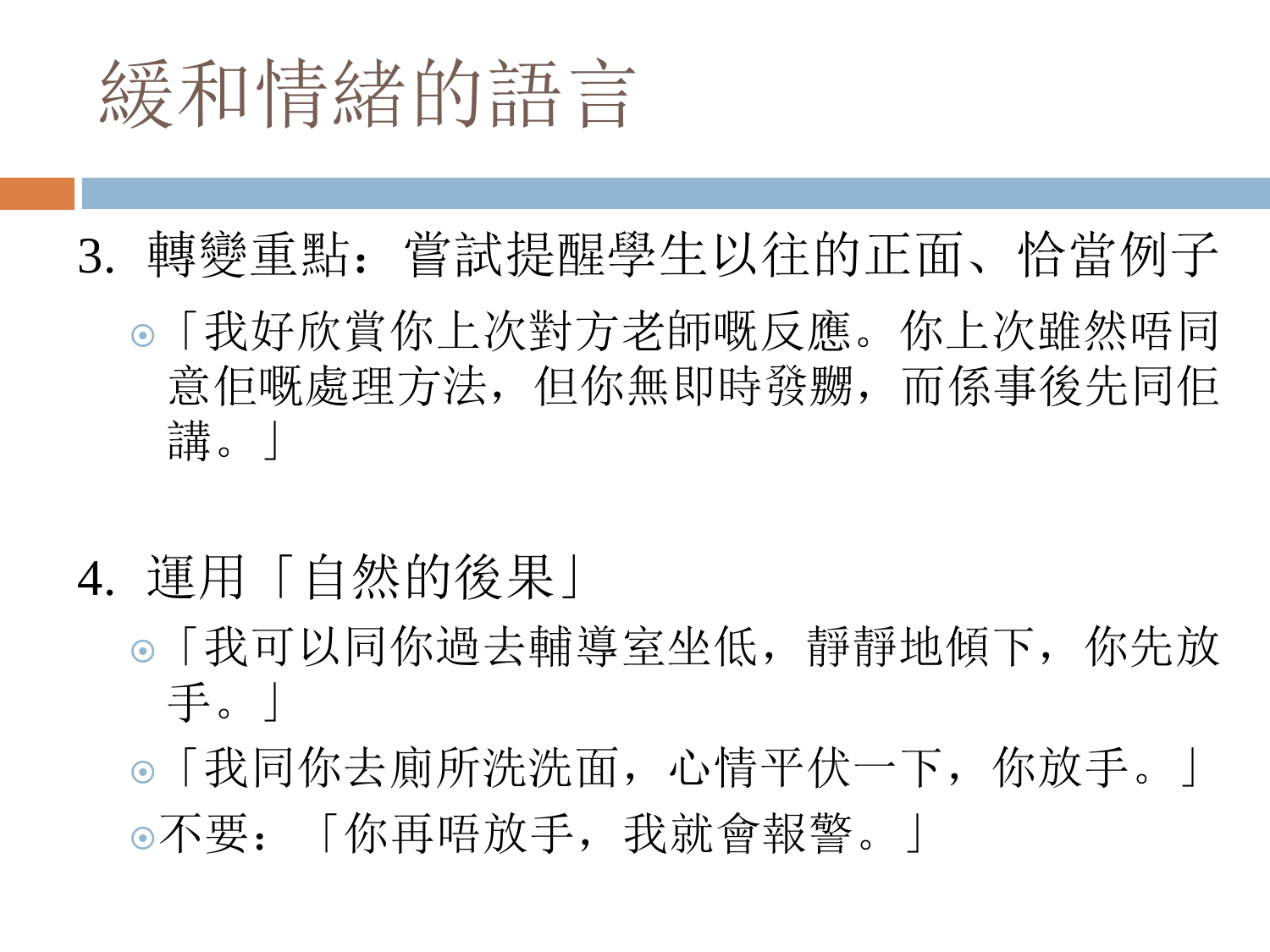# 緩和情緒的語言

3. 轉變重點：嘗試提醒學生以往的正面、恰當例子
   - 「我好欣賞你上次對方老師嘅反應。你上次雖然唔同意佢嘅處理方法，但你無即時發嬲，而係事後先同佢講。」

4. 運用「自然的後果」
   - 「我可以同你過去輔導室坐低，靜靜地傾下，你先放手。」
   - 「我同你去廁所洗洗面，心情平伏一下，你放手。」
   - 不要：「你再唔放手，我就會報警。」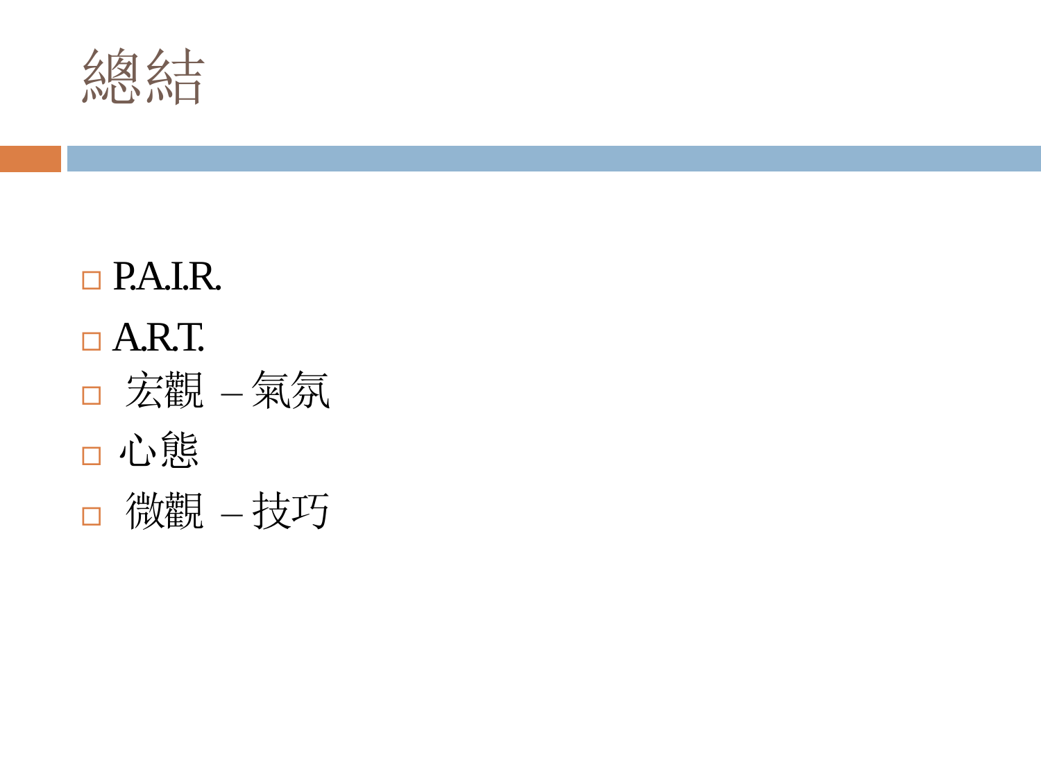# 總結

- P.A.I.R.
- A.R.T.
- 宏觀 – 氣氛
- 心態
- 微觀 – 技巧